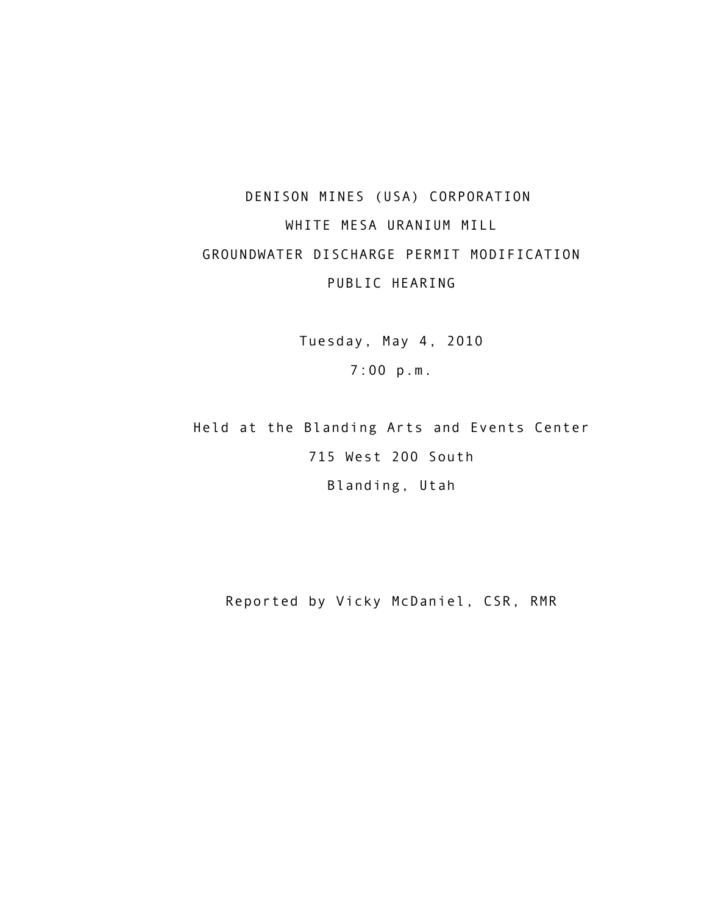# DENISON MINES (USA) CORPORATION

# WHITE MESA URANIUM MILL

# GROUNDWATER DISCHARGE PERMIT MODIFICATION

# PUBLIC HEARING

Tuesday, May 4, 2010

7:00 p.m.

Held at the Blanding Arts and Events Center

715 West 200 South

Blanding, Utah

Reported by Vicky McDaniel, CSR, RMR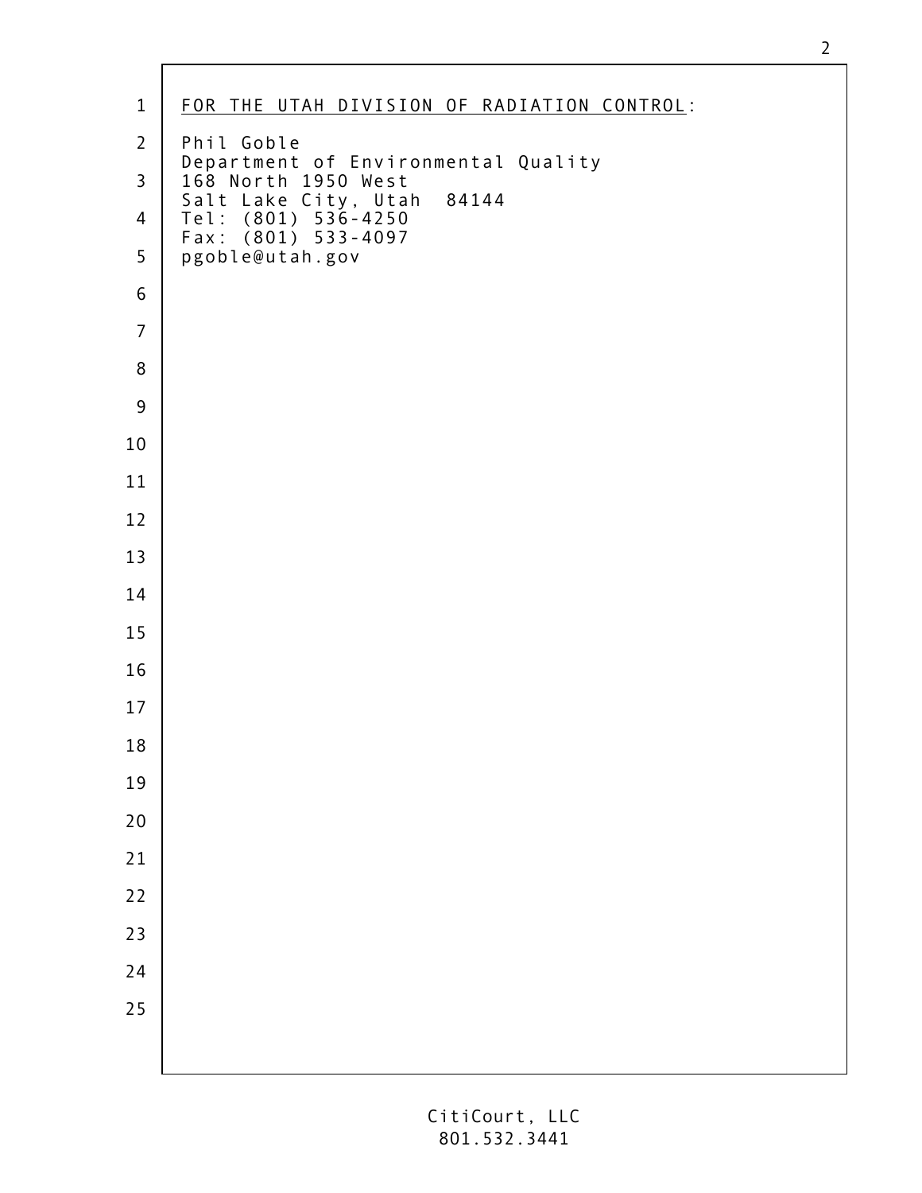FOR THE UTAH DIVISION OF RADIATION CONTROL:

Phil Goble
Department of Environmental Quality
168 North 1950 West
Salt Lake City, Utah  84144
Tel: (801) 536-4250
Fax: (801) 533-4097
pgoble@utah.gov

CitiCourt, LLC
801.532.3441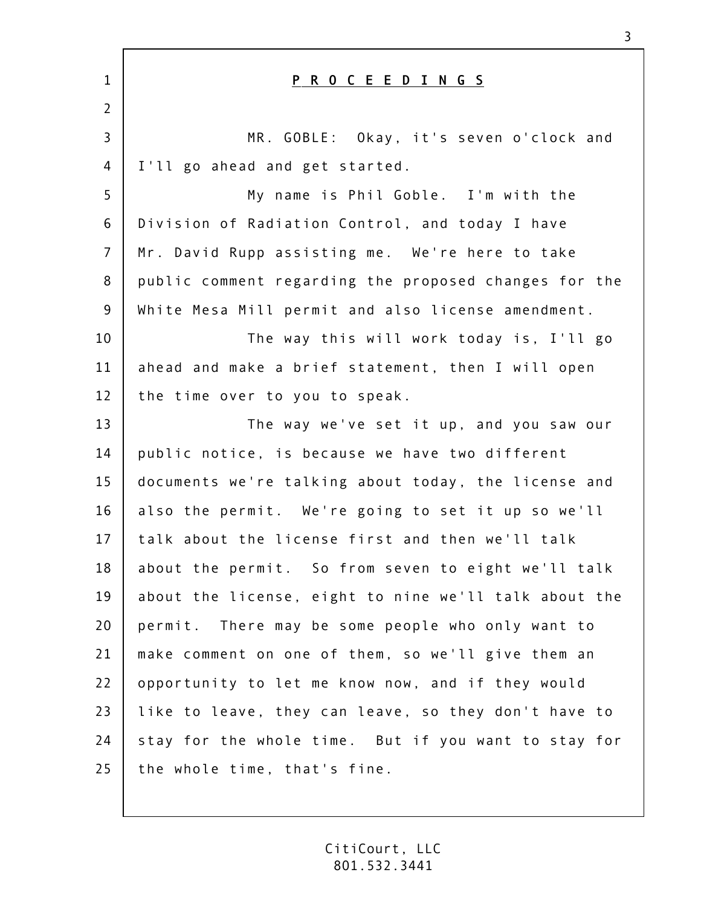# P R O C E E D I N G S

MR. GOBLE: Okay, it's seven o'clock and I'll go ahead and get started.

My name is Phil Goble. I'm with the Division of Radiation Control, and today I have Mr. David Rupp assisting me. We're here to take public comment regarding the proposed changes for the White Mesa Mill permit and also license amendment.

The way this will work today is, I'll go ahead and make a brief statement, then I will open the time over to you to speak.

The way we've set it up, and you saw our public notice, is because we have two different documents we're talking about today, the license and also the permit. We're going to set it up so we'll talk about the license first and then we'll talk about the permit. So from seven to eight we'll talk about the license, eight to nine we'll talk about the permit. There may be some people who only want to make comment on one of them, so we'll give them an opportunity to let me know now, and if they would like to leave, they can leave, so they don't have to stay for the whole time. But if you want to stay for the whole time, that's fine.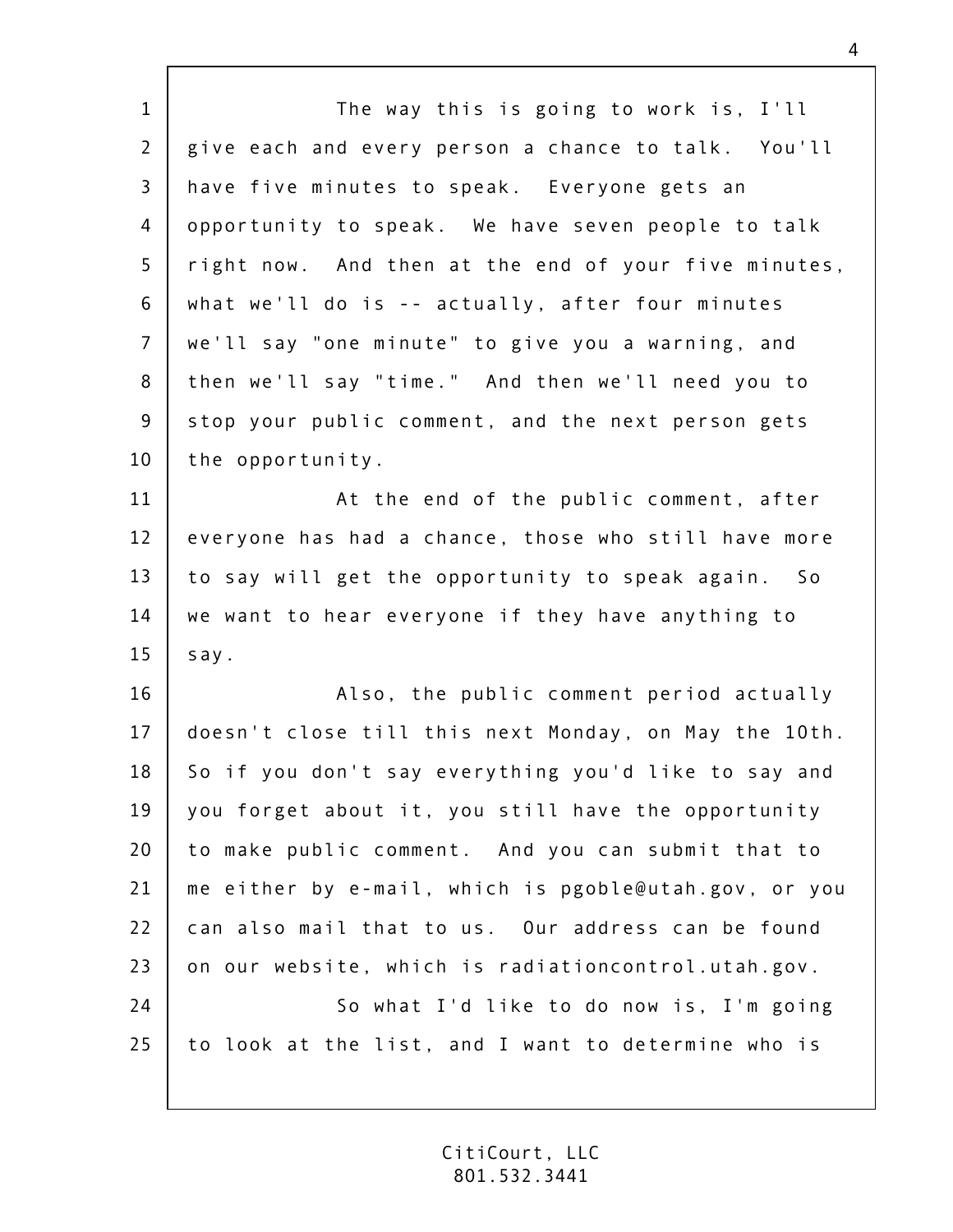The way this is going to work is, I'll give each and every person a chance to talk. You'll have five minutes to speak. Everyone gets an opportunity to speak. We have seven people to talk right now. And then at the end of your five minutes, what we'll do is -- actually, after four minutes we'll say "one minute" to give you a warning, and then we'll say "time." And then we'll need you to stop your public comment, and the next person gets the opportunity.

At the end of the public comment, after everyone has had a chance, those who still have more to say will get the opportunity to speak again. So we want to hear everyone if they have anything to say.

Also, the public comment period actually doesn't close till this next Monday, on May the 10th. So if you don't say everything you'd like to say and you forget about it, you still have the opportunity to make public comment. And you can submit that to me either by e-mail, which is pgoble@utah.gov, or you can also mail that to us. Our address can be found on our website, which is radiationcontrol.utah.gov.

So what I'd like to do now is, I'm going to look at the list, and I want to determine who is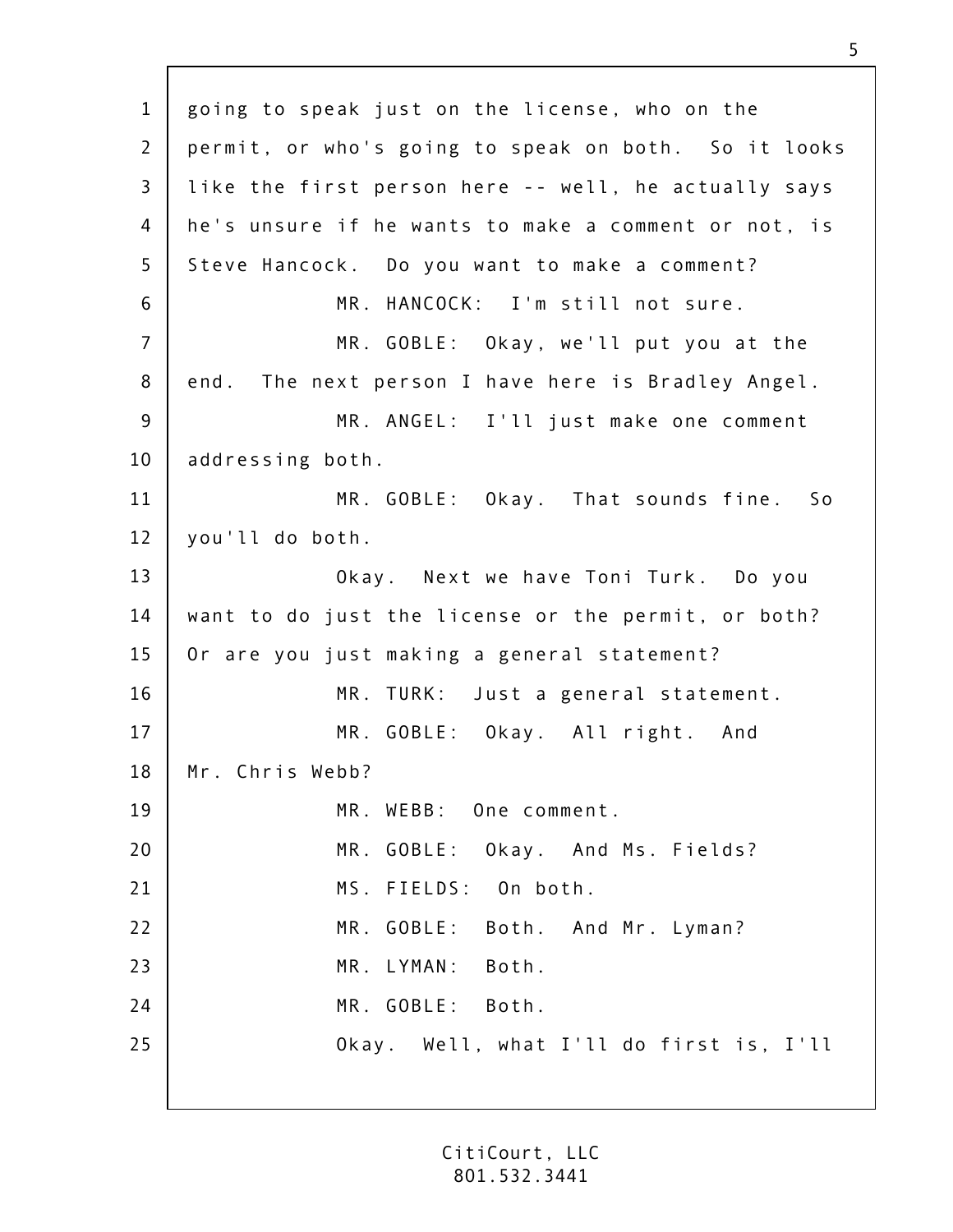going to speak just on the license, who on the permit, or who's going to speak on both. So it looks like the first person here -- well, he actually says he's unsure if he wants to make a comment or not, is Steve Hancock. Do you want to make a comment?

MR. HANCOCK: I'm still not sure.

MR. GOBLE: Okay, we'll put you at the end. The next person I have here is Bradley Angel.

MR. ANGEL: I'll just make one comment addressing both.

MR. GOBLE: Okay. That sounds fine. So you'll do both.

Okay. Next we have Toni Turk. Do you want to do just the license or the permit, or both? Or are you just making a general statement?

MR. TURK: Just a general statement.

MR. GOBLE: Okay. All right. And Mr. Chris Webb?

MR. WEBB: One comment.

MR. GOBLE: Okay. And Ms. Fields?

MS. FIELDS: On both.

MR. GOBLE: Both. And Mr. Lyman?

MR. LYMAN: Both.

MR. GOBLE: Both.

Okay. Well, what I'll do first is, I'll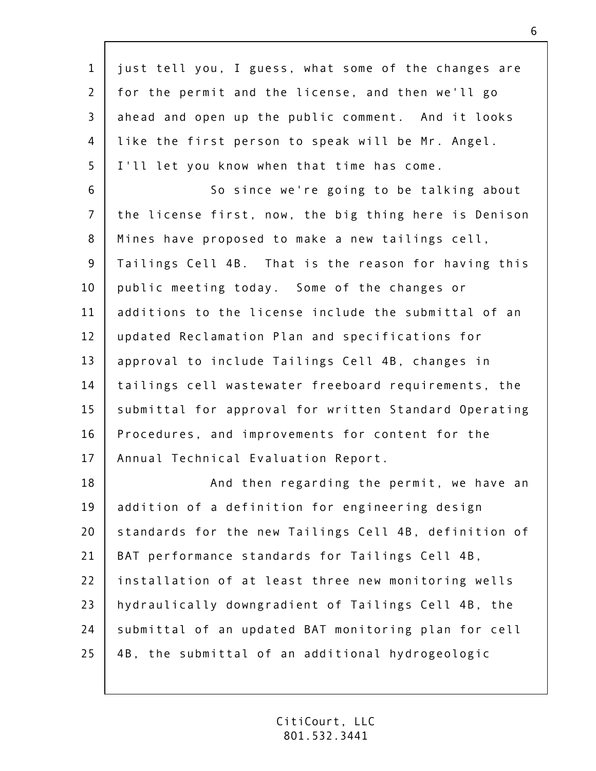just tell you, I guess, what some of the changes are for the permit and the license, and then we'll go ahead and open up the public comment. And it looks like the first person to speak will be Mr. Angel. I'll let you know when that time has come.

So since we're going to be talking about the license first, now, the big thing here is Denison Mines have proposed to make a new tailings cell, Tailings Cell 4B. That is the reason for having this public meeting today. Some of the changes or additions to the license include the submittal of an updated Reclamation Plan and specifications for approval to include Tailings Cell 4B, changes in tailings cell wastewater freeboard requirements, the submittal for approval for written Standard Operating Procedures, and improvements for content for the Annual Technical Evaluation Report.

And then regarding the permit, we have an addition of a definition for engineering design standards for the new Tailings Cell 4B, definition of BAT performance standards for Tailings Cell 4B, installation of at least three new monitoring wells hydraulically downgradient of Tailings Cell 4B, the submittal of an updated BAT monitoring plan for cell 4B, the submittal of an additional hydrogeologic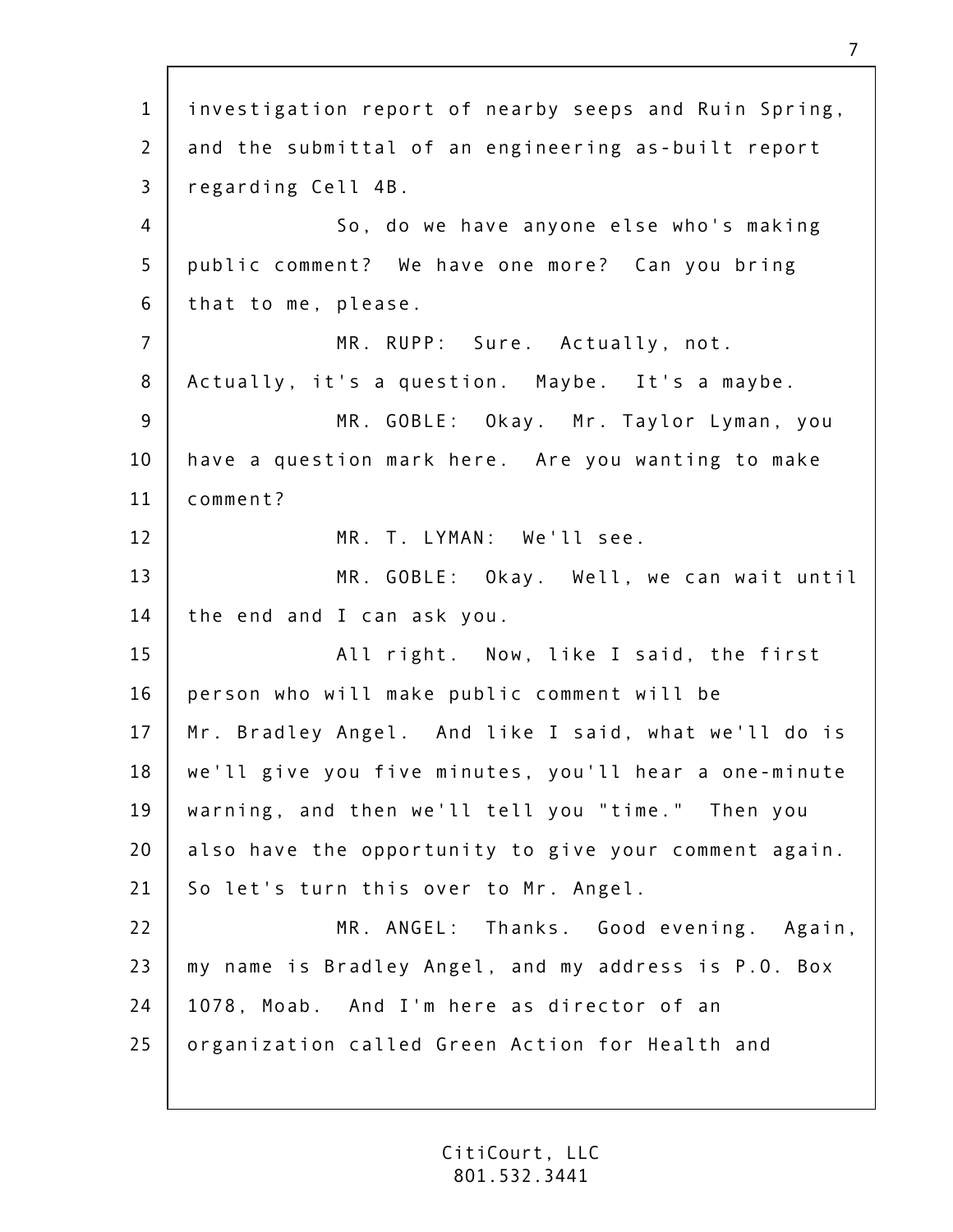investigation report of nearby seeps and Ruin Spring, and the submittal of an engineering as-built report regarding Cell 4B.

So, do we have anyone else who's making public comment? We have one more? Can you bring that to me, please.

MR. RUPP: Sure. Actually, not. Actually, it's a question. Maybe. It's a maybe.

MR. GOBLE: Okay. Mr. Taylor Lyman, you have a question mark here. Are you wanting to make comment?

MR. T. LYMAN: We'll see.

MR. GOBLE: Okay. Well, we can wait until the end and I can ask you.

All right. Now, like I said, the first person who will make public comment will be Mr. Bradley Angel. And like I said, what we'll do is we'll give you five minutes, you'll hear a one-minute warning, and then we'll tell you "time." Then you also have the opportunity to give your comment again. So let's turn this over to Mr. Angel.

MR. ANGEL: Thanks. Good evening. Again, my name is Bradley Angel, and my address is P.O. Box 1078, Moab. And I'm here as director of an organization called Green Action for Health and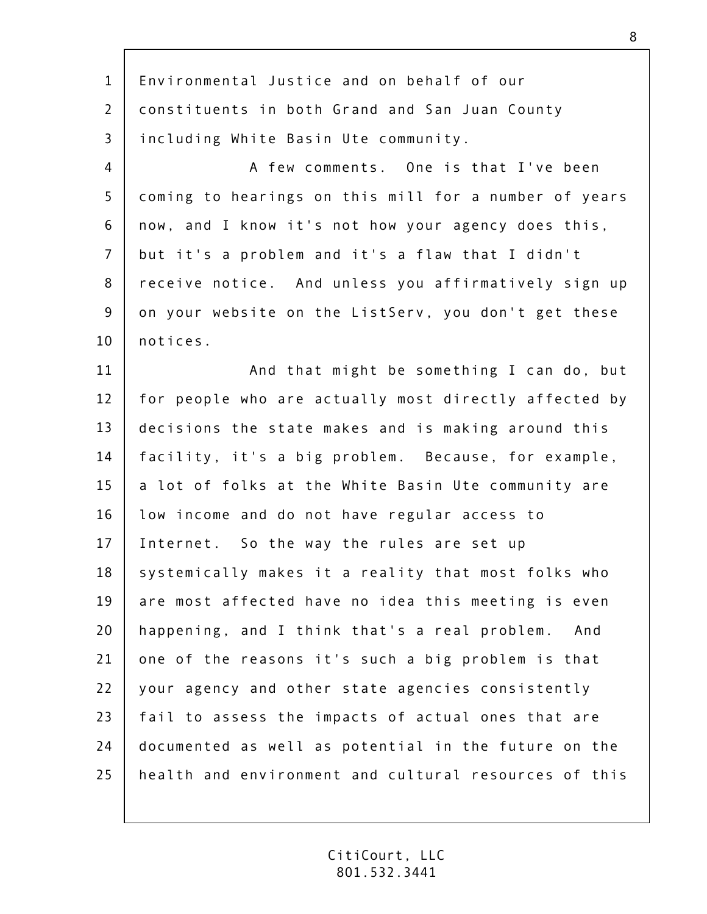Environmental Justice and on behalf of our constituents in both Grand and San Juan County including White Basin Ute community.

A few comments. One is that I've been coming to hearings on this mill for a number of years now, and I know it's not how your agency does this, but it's a problem and it's a flaw that I didn't receive notice. And unless you affirmatively sign up on your website on the ListServ, you don't get these notices.

And that might be something I can do, but for people who are actually most directly affected by decisions the state makes and is making around this facility, it's a big problem. Because, for example, a lot of folks at the White Basin Ute community are low income and do not have regular access to Internet. So the way the rules are set up systemically makes it a reality that most folks who are most affected have no idea this meeting is even happening, and I think that's a real problem. And one of the reasons it's such a big problem is that your agency and other state agencies consistently fail to assess the impacts of actual ones that are documented as well as potential in the future on the health and environment and cultural resources of this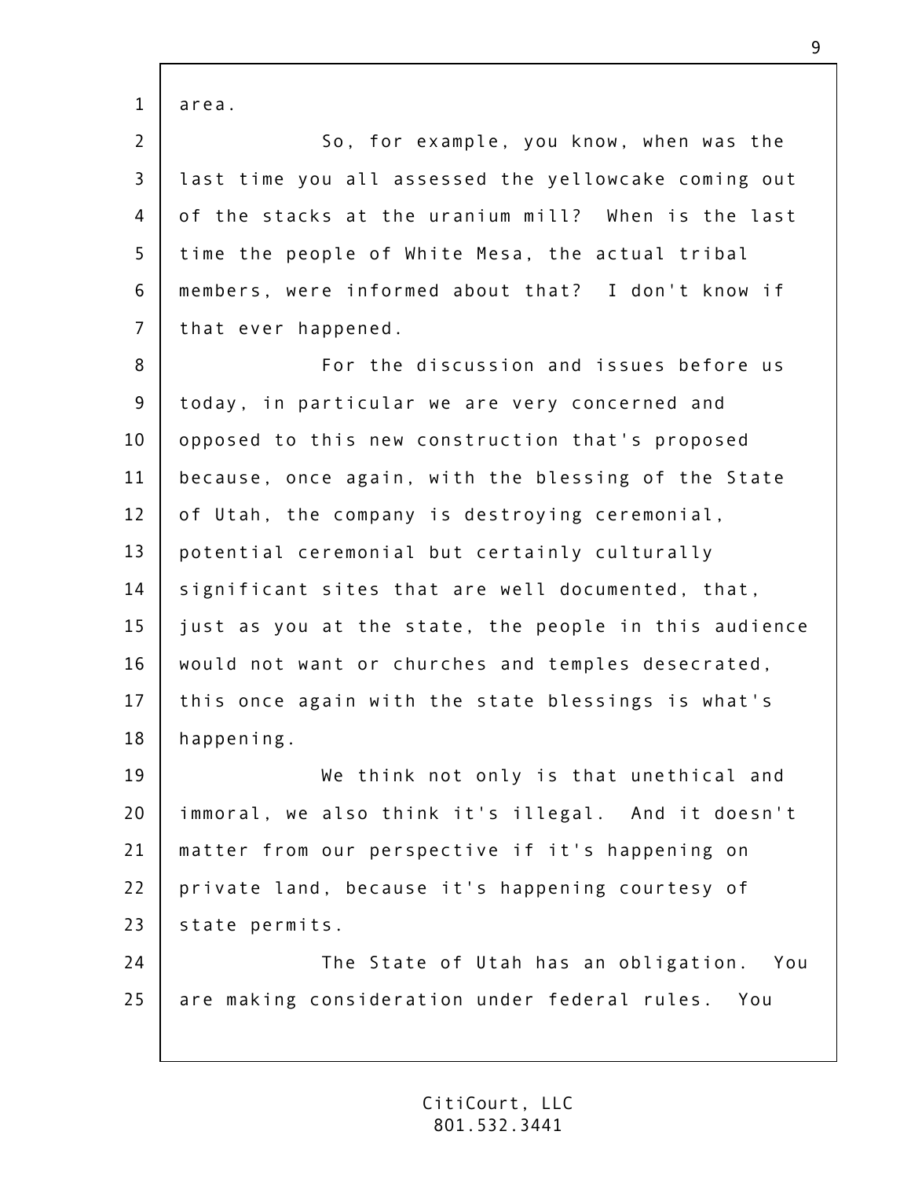area.

So, for example, you know, when was the last time you all assessed the yellowcake coming out of the stacks at the uranium mill? When is the last time the people of White Mesa, the actual tribal members, were informed about that? I don't know if that ever happened.

For the discussion and issues before us today, in particular we are very concerned and opposed to this new construction that's proposed because, once again, with the blessing of the State of Utah, the company is destroying ceremonial, potential ceremonial but certainly culturally significant sites that are well documented, that, just as you at the state, the people in this audience would not want or churches and temples desecrated, this once again with the state blessings is what's happening.

We think not only is that unethical and immoral, we also think it's illegal. And it doesn't matter from our perspective if it's happening on private land, because it's happening courtesy of state permits.

The State of Utah has an obligation. You are making consideration under federal rules. You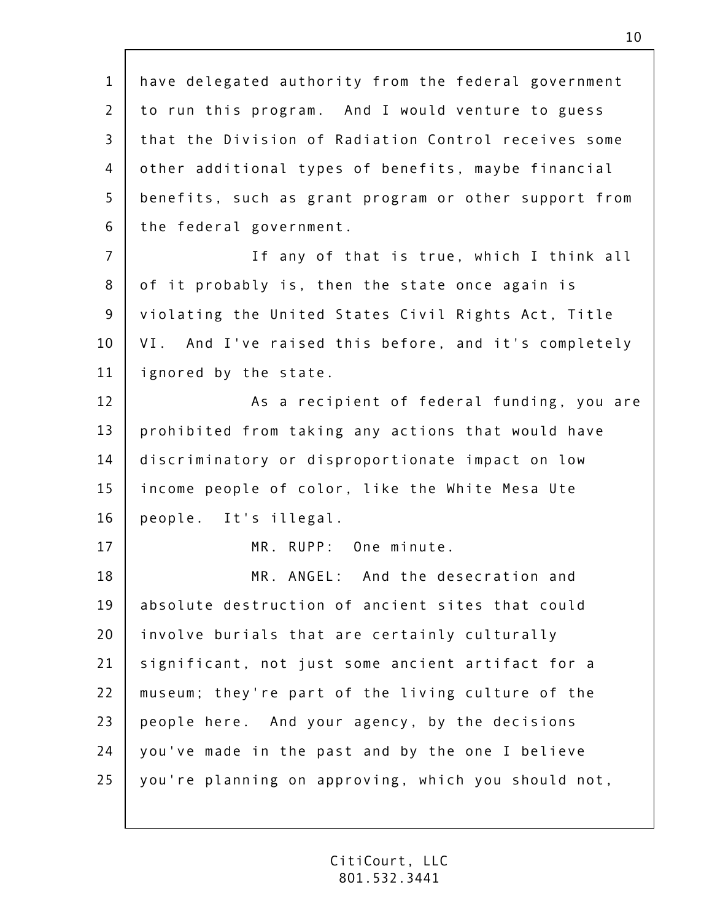have delegated authority from the federal government to run this program. And I would venture to guess that the Division of Radiation Control receives some other additional types of benefits, maybe financial benefits, such as grant program or other support from the federal government.

If any of that is true, which I think all of it probably is, then the state once again is violating the United States Civil Rights Act, Title VI. And I've raised this before, and it's completely ignored by the state.

As a recipient of federal funding, you are prohibited from taking any actions that would have discriminatory or disproportionate impact on low income people of color, like the White Mesa Ute people. It's illegal.

MR. RUPP: One minute.

MR. ANGEL: And the desecration and absolute destruction of ancient sites that could involve burials that are certainly culturally significant, not just some ancient artifact for a museum; they're part of the living culture of the people here. And your agency, by the decisions you've made in the past and by the one I believe you're planning on approving, which you should not,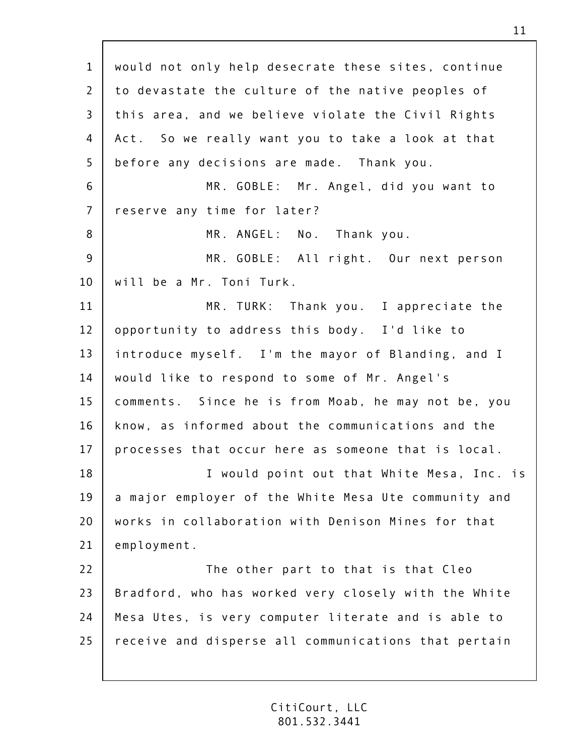would not only help desecrate these sites, continue to devastate the culture of the native peoples of this area, and we believe violate the Civil Rights Act. So we really want you to take a look at that before any decisions are made. Thank you.

MR. GOBLE: Mr. Angel, did you want to reserve any time for later?

MR. ANGEL: No. Thank you.

MR. GOBLE: All right. Our next person will be a Mr. Toni Turk.

MR. TURK: Thank you. I appreciate the opportunity to address this body. I'd like to introduce myself. I'm the mayor of Blanding, and I would like to respond to some of Mr. Angel's comments. Since he is from Moab, he may not be, you know, as informed about the communications and the processes that occur here as someone that is local.

I would point out that White Mesa, Inc. is a major employer of the White Mesa Ute community and works in collaboration with Denison Mines for that employment.

The other part to that is that Cleo Bradford, who has worked very closely with the White Mesa Utes, is very computer literate and is able to receive and disperse all communications that pertain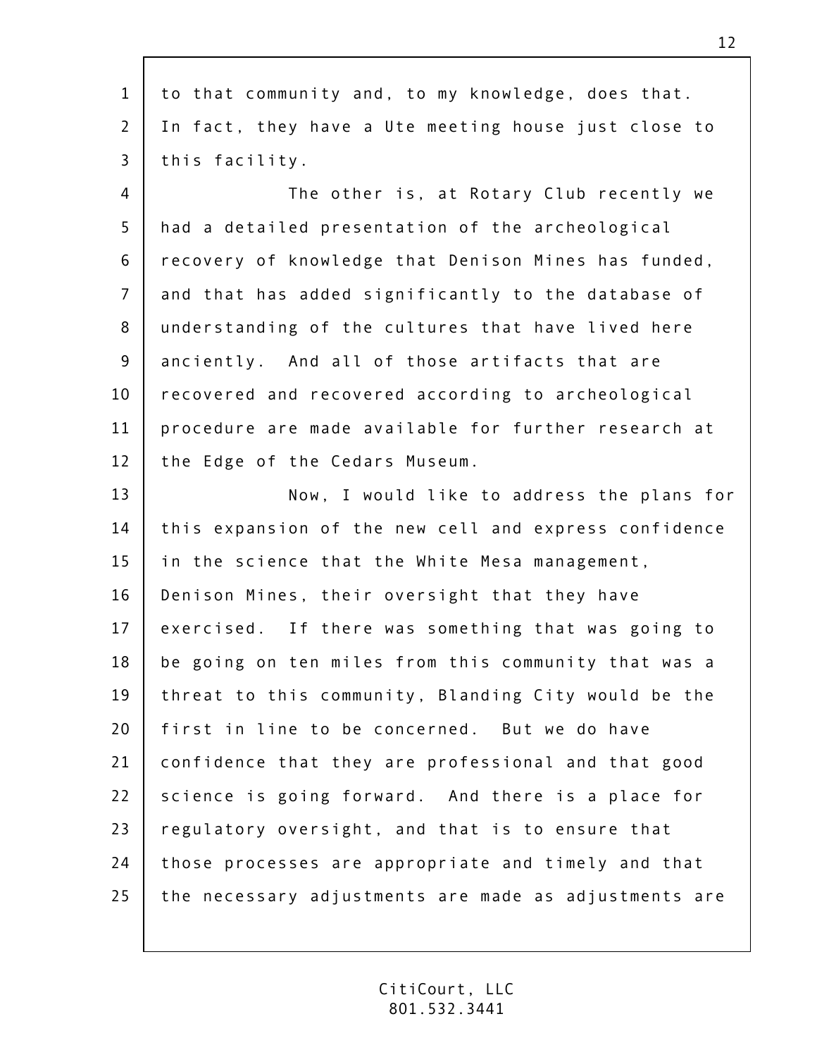to that community and, to my knowledge, does that. In fact, they have a Ute meeting house just close to this facility.

The other is, at Rotary Club recently we had a detailed presentation of the archeological recovery of knowledge that Denison Mines has funded, and that has added significantly to the database of understanding of the cultures that have lived here anciently. And all of those artifacts that are recovered and recovered according to archeological procedure are made available for further research at the Edge of the Cedars Museum.

Now, I would like to address the plans for this expansion of the new cell and express confidence in the science that the White Mesa management, Denison Mines, their oversight that they have exercised. If there was something that was going to be going on ten miles from this community that was a threat to this community, Blanding City would be the first in line to be concerned. But we do have confidence that they are professional and that good science is going forward. And there is a place for regulatory oversight, and that is to ensure that those processes are appropriate and timely and that the necessary adjustments are made as adjustments are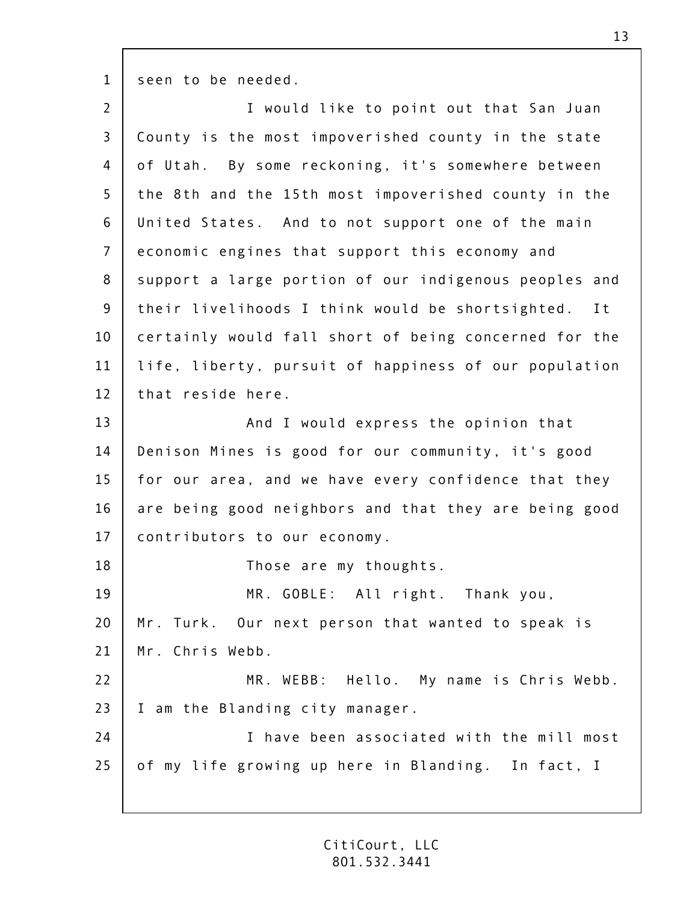seen to be needed.

I would like to point out that San Juan County is the most impoverished county in the state of Utah. By some reckoning, it's somewhere between the 8th and the 15th most impoverished county in the United States. And to not support one of the main economic engines that support this economy and support a large portion of our indigenous peoples and their livelihoods I think would be shortsighted. It certainly would fall short of being concerned for the life, liberty, pursuit of happiness of our population that reside here.

And I would express the opinion that Denison Mines is good for our community, it's good for our area, and we have every confidence that they are being good neighbors and that they are being good contributors to our economy.

Those are my thoughts.

MR. GOBLE: All right. Thank you, Mr. Turk. Our next person that wanted to speak is Mr. Chris Webb.

MR. WEBB: Hello. My name is Chris Webb. I am the Blanding city manager.

I have been associated with the mill most of my life growing up here in Blanding. In fact, I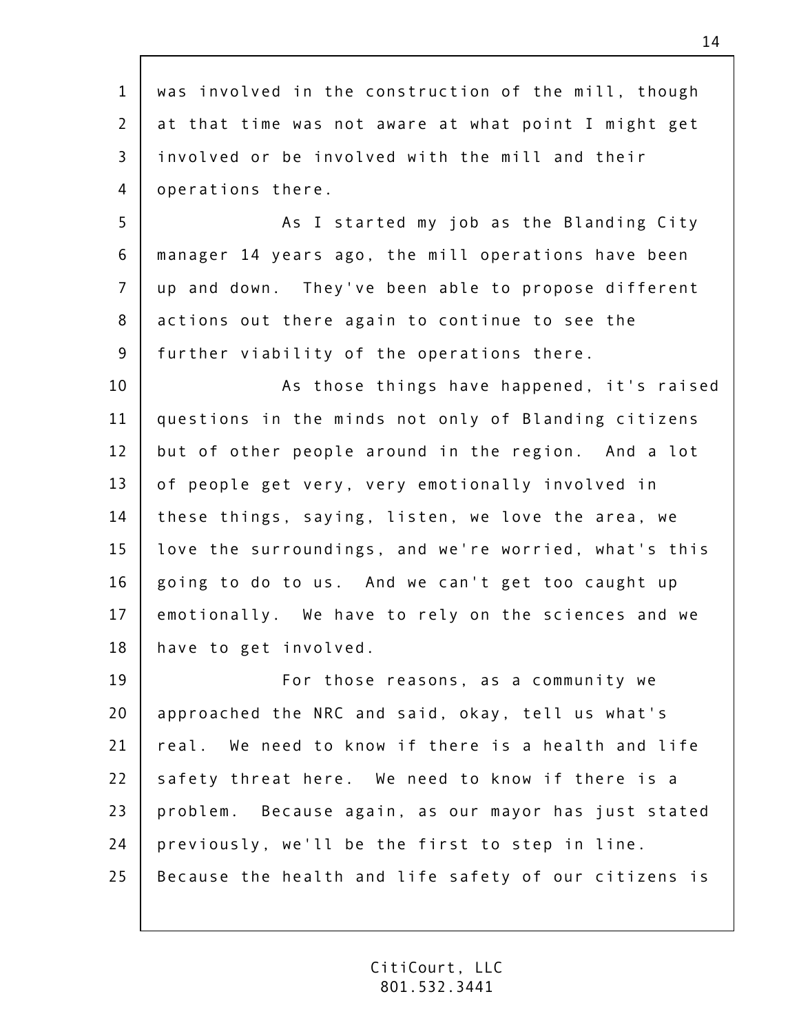was involved in the construction of the mill, though at that time was not aware at what point I might get involved or be involved with the mill and their operations there.

As I started my job as the Blanding City manager 14 years ago, the mill operations have been up and down. They've been able to propose different actions out there again to continue to see the further viability of the operations there.

As those things have happened, it's raised questions in the minds not only of Blanding citizens but of other people around in the region. And a lot of people get very, very emotionally involved in these things, saying, listen, we love the area, we love the surroundings, and we're worried, what's this going to do to us. And we can't get too caught up emotionally. We have to rely on the sciences and we have to get involved.

For those reasons, as a community we approached the NRC and said, okay, tell us what's real. We need to know if there is a health and life safety threat here. We need to know if there is a problem. Because again, as our mayor has just stated previously, we'll be the first to step in line. Because the health and life safety of our citizens is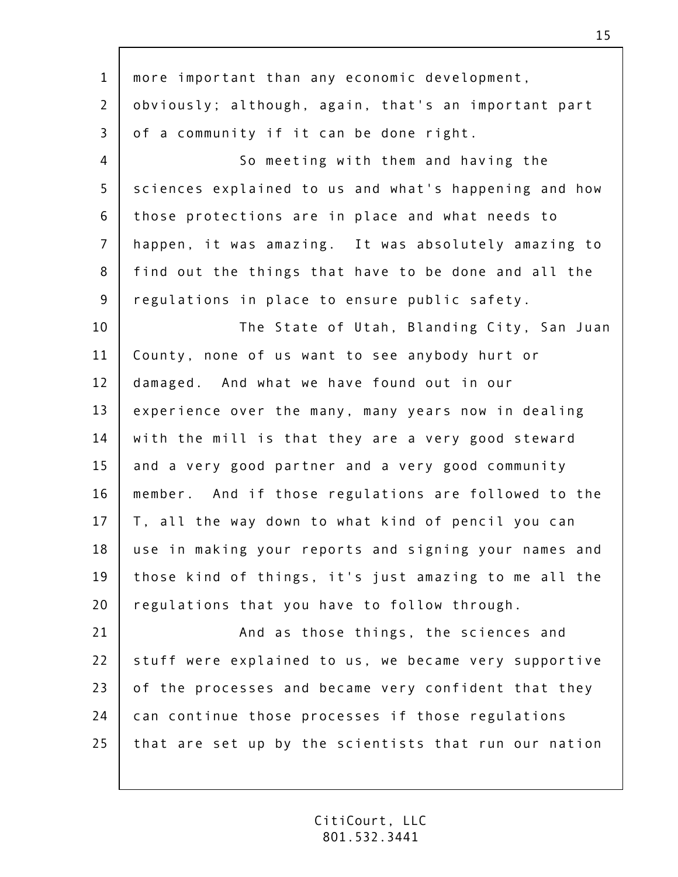more important than any economic development, obviously; although, again, that's an important part of a community if it can be done right.

So meeting with them and having the sciences explained to us and what's happening and how those protections are in place and what needs to happen, it was amazing. It was absolutely amazing to find out the things that have to be done and all the regulations in place to ensure public safety.

The State of Utah, Blanding City, San Juan County, none of us want to see anybody hurt or damaged. And what we have found out in our experience over the many, many years now in dealing with the mill is that they are a very good steward and a very good partner and a very good community member. And if those regulations are followed to the T, all the way down to what kind of pencil you can use in making your reports and signing your names and those kind of things, it's just amazing to me all the regulations that you have to follow through.

And as those things, the sciences and stuff were explained to us, we became very supportive of the processes and became very confident that they can continue those processes if those regulations that are set up by the scientists that run our nation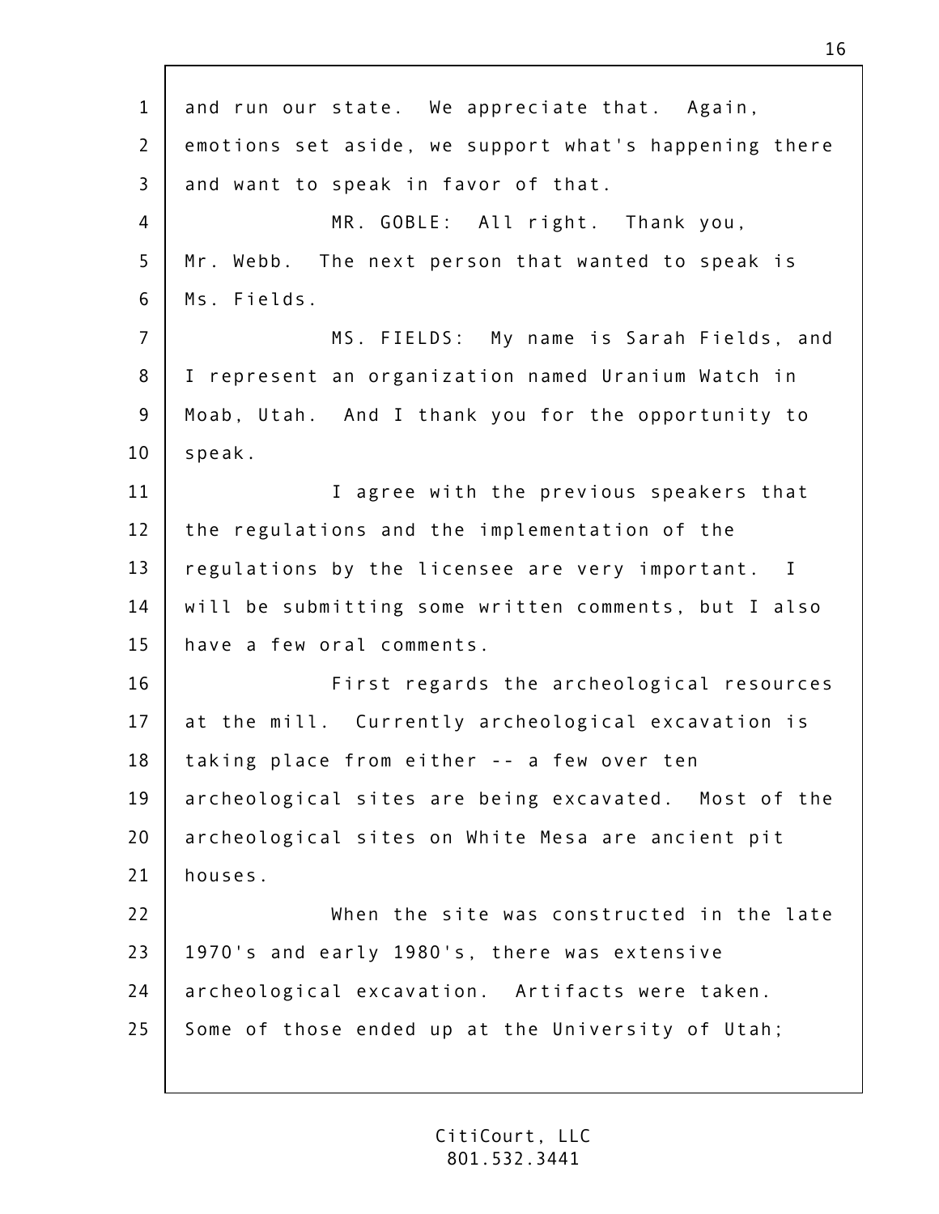and run our state. We appreciate that. Again, emotions set aside, we support what's happening there and want to speak in favor of that.

MR. GOBLE: All right. Thank you, Mr. Webb. The next person that wanted to speak is Ms. Fields.

MS. FIELDS: My name is Sarah Fields, and I represent an organization named Uranium Watch in Moab, Utah. And I thank you for the opportunity to speak.

I agree with the previous speakers that the regulations and the implementation of the regulations by the licensee are very important. I will be submitting some written comments, but I also have a few oral comments.

First regards the archeological resources at the mill. Currently archeological excavation is taking place from either -- a few over ten archeological sites are being excavated. Most of the archeological sites on White Mesa are ancient pit houses.

When the site was constructed in the late 1970's and early 1980's, there was extensive archeological excavation. Artifacts were taken. Some of those ended up at the University of Utah;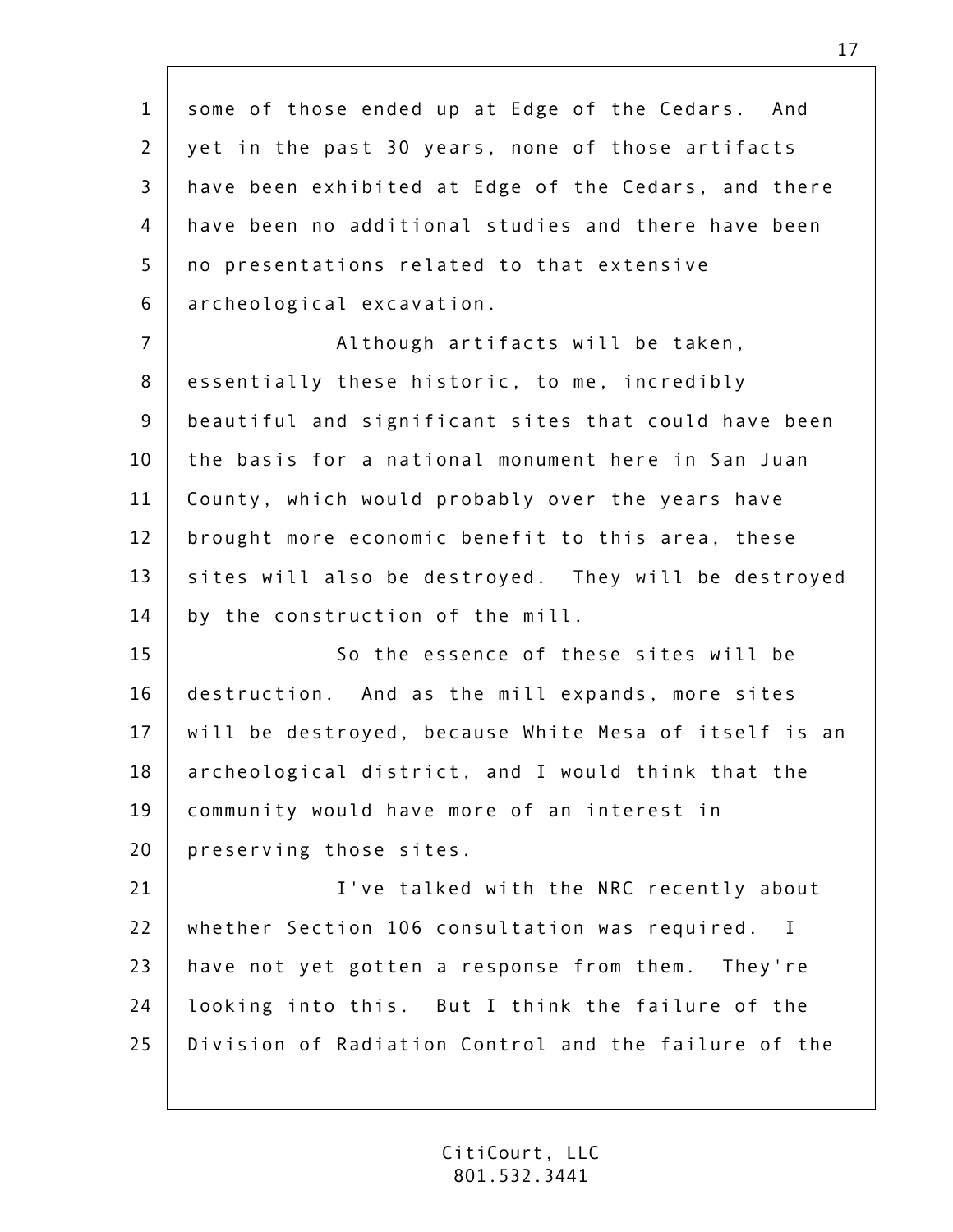some of those ended up at Edge of the Cedars. And yet in the past 30 years, none of those artifacts have been exhibited at Edge of the Cedars, and there have been no additional studies and there have been no presentations related to that extensive archeological excavation.

Although artifacts will be taken, essentially these historic, to me, incredibly beautiful and significant sites that could have been the basis for a national monument here in San Juan County, which would probably over the years have brought more economic benefit to this area, these sites will also be destroyed. They will be destroyed by the construction of the mill.

So the essence of these sites will be destruction. And as the mill expands, more sites will be destroyed, because White Mesa of itself is an archeological district, and I would think that the community would have more of an interest in preserving those sites.

I've talked with the NRC recently about whether Section 106 consultation was required. I have not yet gotten a response from them. They're looking into this. But I think the failure of the Division of Radiation Control and the failure of the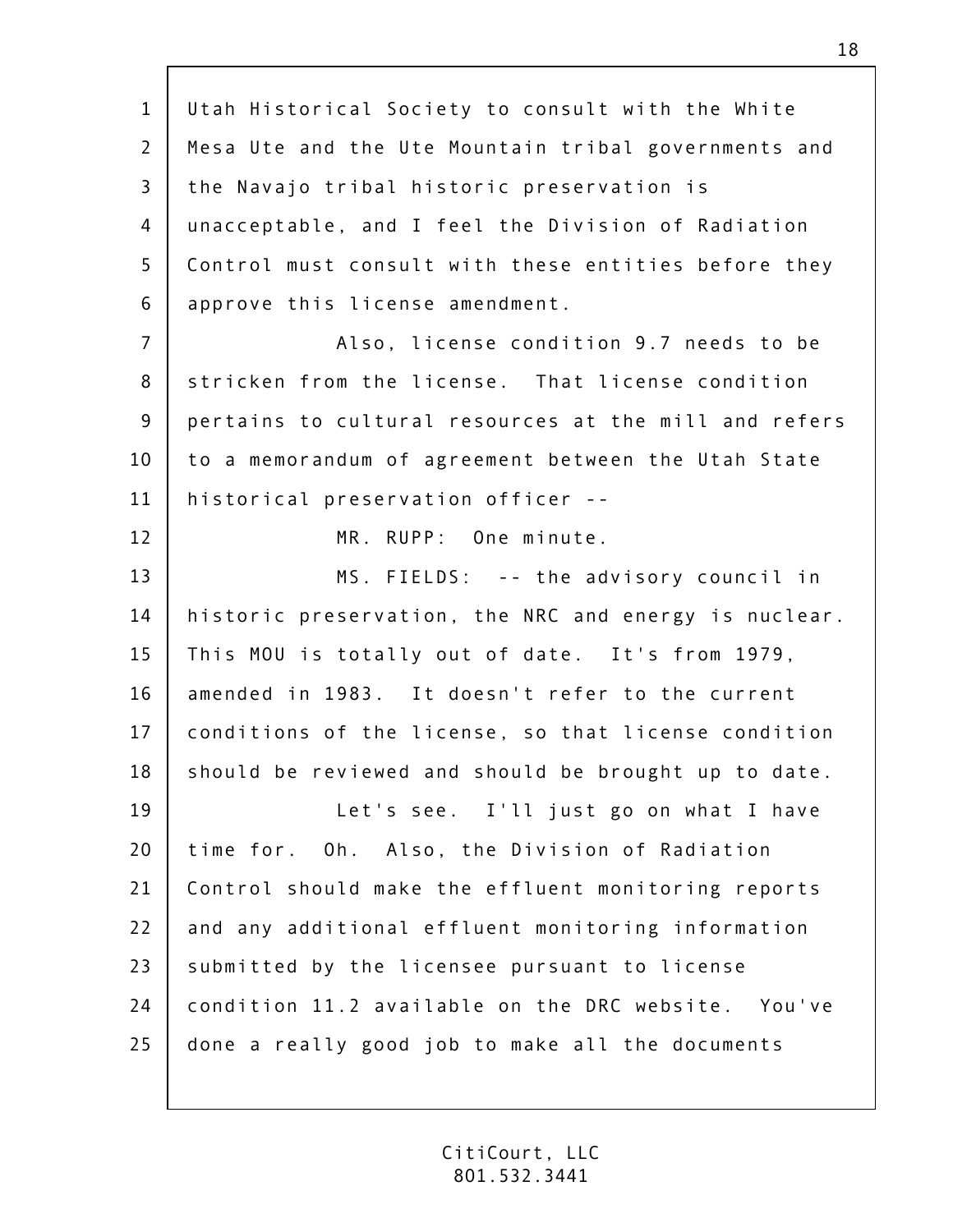Utah Historical Society to consult with the White Mesa Ute and the Ute Mountain tribal governments and the Navajo tribal historic preservation is unacceptable, and I feel the Division of Radiation Control must consult with these entities before they approve this license amendment.

Also, license condition 9.7 needs to be stricken from the license. That license condition pertains to cultural resources at the mill and refers to a memorandum of agreement between the Utah State historical preservation officer --

MR. RUPP: One minute.

MS. FIELDS: -- the advisory council in historic preservation, the NRC and energy is nuclear. This MOU is totally out of date. It's from 1979, amended in 1983. It doesn't refer to the current conditions of the license, so that license condition should be reviewed and should be brought up to date.

Let's see. I'll just go on what I have time for. Oh. Also, the Division of Radiation Control should make the effluent monitoring reports and any additional effluent monitoring information submitted by the licensee pursuant to license condition 11.2 available on the DRC website. You've done a really good job to make all the documents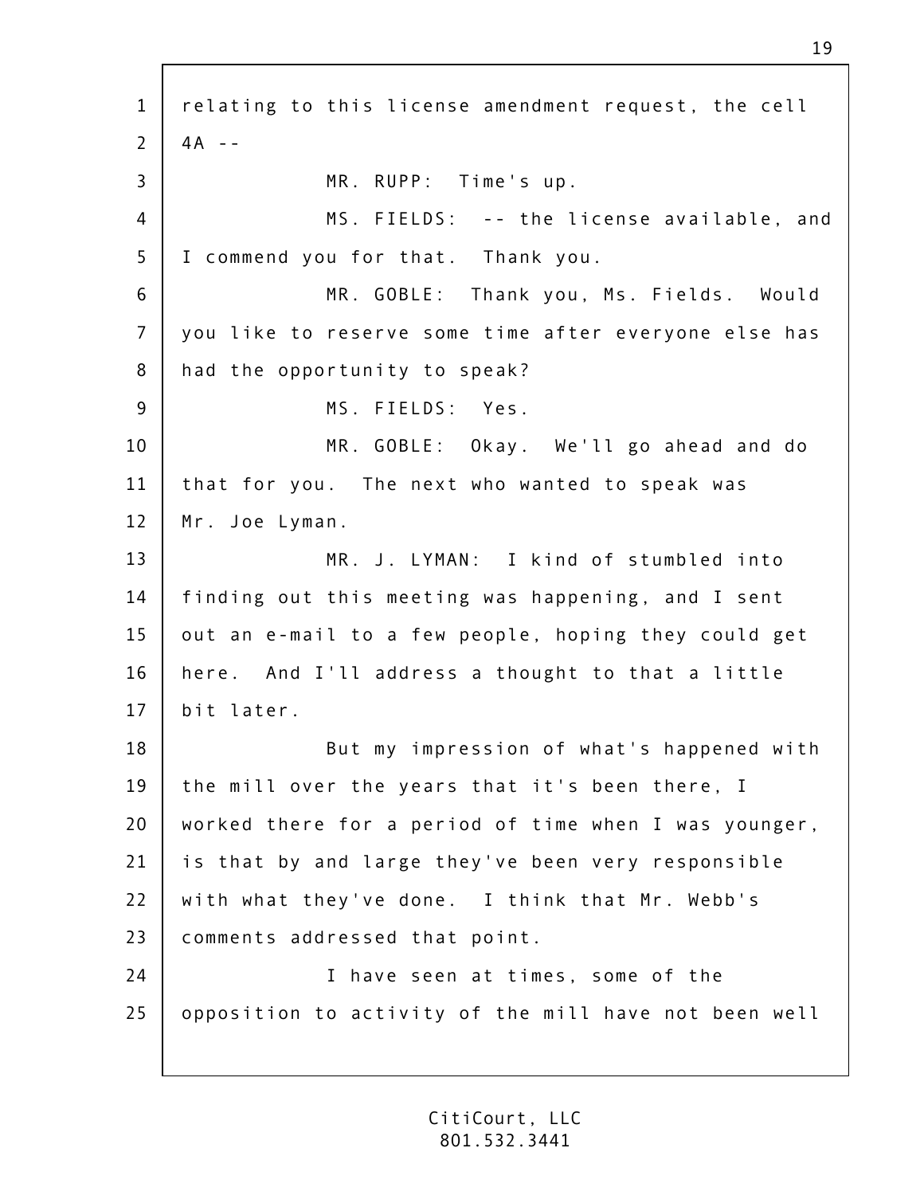relating to this license amendment request, the cell 4A --

MR. RUPP: Time's up.

MS. FIELDS: -- the license available, and I commend you for that. Thank you.

MR. GOBLE: Thank you, Ms. Fields. Would you like to reserve some time after everyone else has had the opportunity to speak?

MS. FIELDS: Yes.

MR. GOBLE: Okay. We'll go ahead and do that for you. The next who wanted to speak was Mr. Joe Lyman.

MR. J. LYMAN: I kind of stumbled into finding out this meeting was happening, and I sent out an e-mail to a few people, hoping they could get here. And I'll address a thought to that a little bit later.

But my impression of what's happened with the mill over the years that it's been there, I worked there for a period of time when I was younger, is that by and large they've been very responsible with what they've done. I think that Mr. Webb's comments addressed that point.

I have seen at times, some of the opposition to activity of the mill have not been well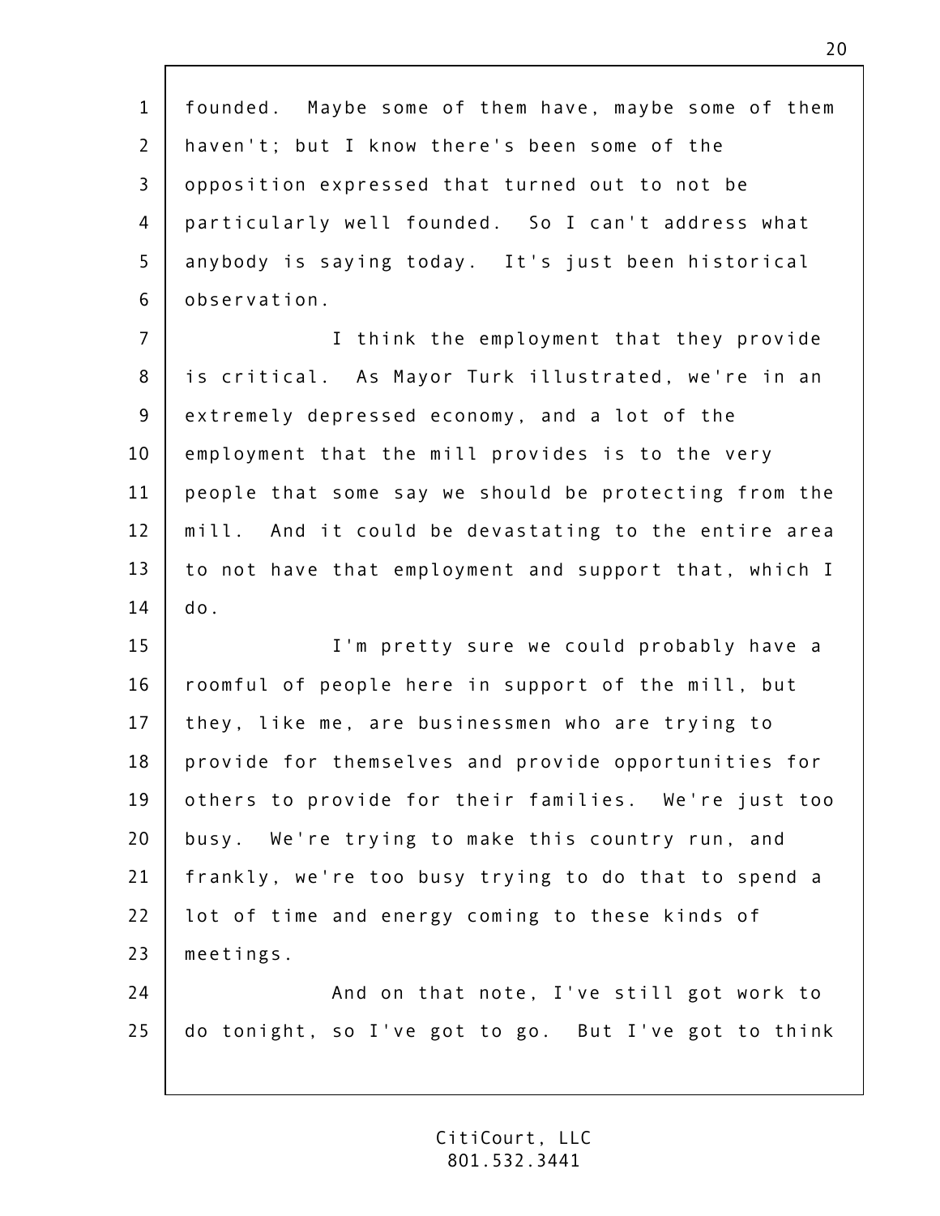founded. Maybe some of them have, maybe some of them haven't; but I know there's been some of the opposition expressed that turned out to not be particularly well founded. So I can't address what anybody is saying today. It's just been historical observation.

I think the employment that they provide is critical. As Mayor Turk illustrated, we're in an extremely depressed economy, and a lot of the employment that the mill provides is to the very people that some say we should be protecting from the mill. And it could be devastating to the entire area to not have that employment and support that, which I do.

I'm pretty sure we could probably have a roomful of people here in support of the mill, but they, like me, are businessmen who are trying to provide for themselves and provide opportunities for others to provide for their families. We're just too busy. We're trying to make this country run, and frankly, we're too busy trying to do that to spend a lot of time and energy coming to these kinds of meetings.

And on that note, I've still got work to do tonight, so I've got to go. But I've got to think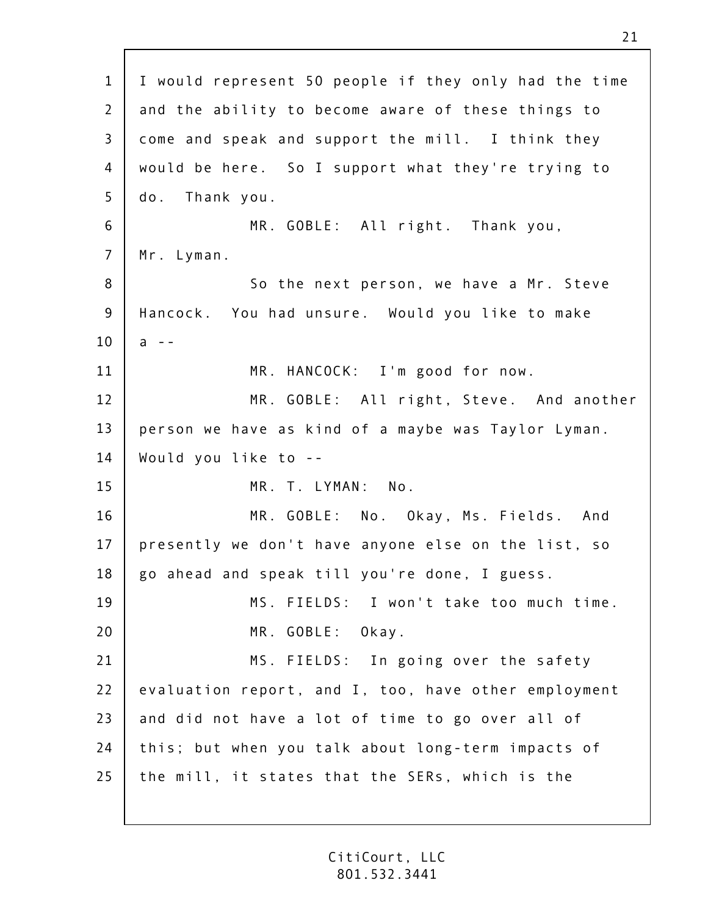1 I would represent 50 people if they only had the time
2 and the ability to become aware of these things to
3 come and speak and support the mill. I think they
4 would be here. So I support what they're trying to
5 do. Thank you.
6 MR. GOBLE: All right. Thank you,
7 Mr. Lyman.
8 So the next person, we have a Mr. Steve
9 Hancock. You had unsure. Would you like to make
10 a --
11 MR. HANCOCK: I'm good for now.
12 MR. GOBLE: All right, Steve. And another
13 person we have as kind of a maybe was Taylor Lyman.
14 Would you like to --
15 MR. T. LYMAN: No.
16 MR. GOBLE: No. Okay, Ms. Fields. And
17 presently we don't have anyone else on the list, so
18 go ahead and speak till you're done, I guess.
19 MS. FIELDS: I won't take too much time.
20 MR. GOBLE: Okay.
21 MS. FIELDS: In going over the safety
22 evaluation report, and I, too, have other employment
23 and did not have a lot of time to go over all of
24 this; but when you talk about long-term impacts of
25 the mill, it states that the SERs, which is the

CitiCourt, LLC
801.532.3441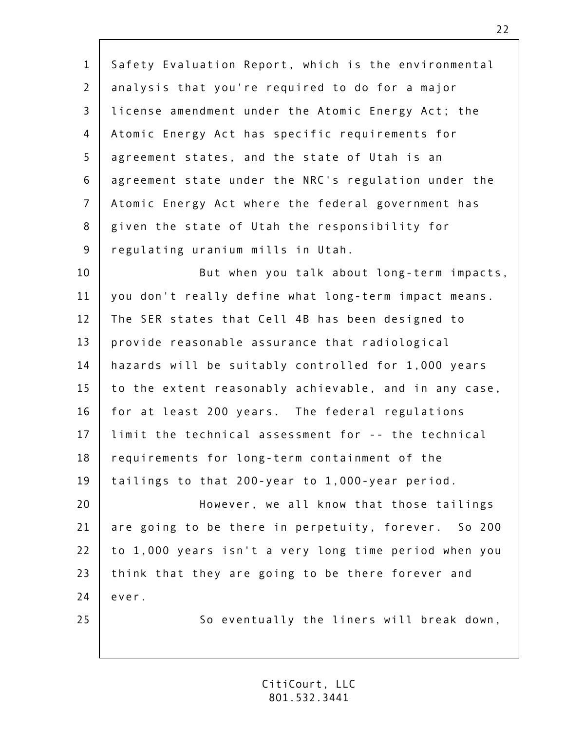Safety Evaluation Report, which is the environmental analysis that you're required to do for a major license amendment under the Atomic Energy Act; the Atomic Energy Act has specific requirements for agreement states, and the state of Utah is an agreement state under the NRC's regulation under the Atomic Energy Act where the federal government has given the state of Utah the responsibility for regulating uranium mills in Utah.

But when you talk about long-term impacts, you don't really define what long-term impact means. The SER states that Cell 4B has been designed to provide reasonable assurance that radiological hazards will be suitably controlled for 1,000 years to the extent reasonably achievable, and in any case, for at least 200 years. The federal regulations limit the technical assessment for -- the technical requirements for long-term containment of the tailings to that 200-year to 1,000-year period.

However, we all know that those tailings are going to be there in perpetuity, forever. So 200 to 1,000 years isn't a very long time period when you think that they are going to be there forever and ever.

So eventually the liners will break down,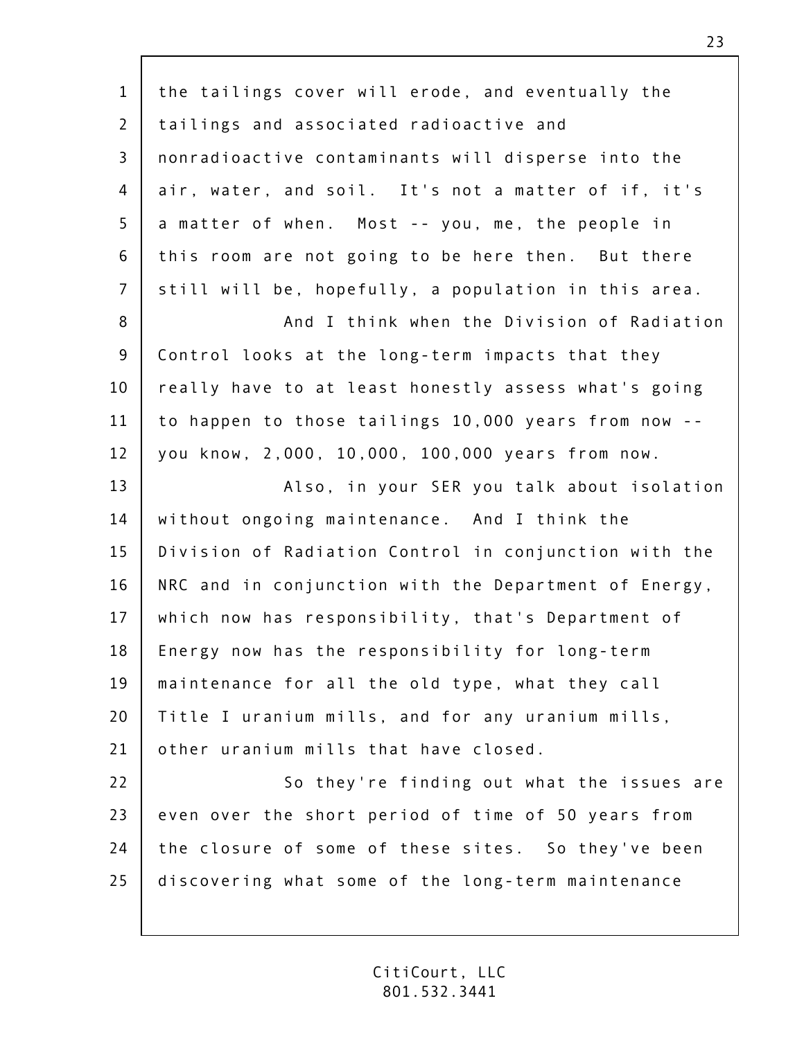the tailings cover will erode, and eventually the tailings and associated radioactive and nonradioactive contaminants will disperse into the air, water, and soil. It's not a matter of if, it's a matter of when. Most -- you, me, the people in this room are not going to be here then. But there still will be, hopefully, a population in this area.

And I think when the Division of Radiation Control looks at the long-term impacts that they really have to at least honestly assess what's going to happen to those tailings 10,000 years from now -- you know, 2,000, 10,000, 100,000 years from now.

Also, in your SER you talk about isolation without ongoing maintenance. And I think the Division of Radiation Control in conjunction with the NRC and in conjunction with the Department of Energy, which now has responsibility, that's Department of Energy now has the responsibility for long-term maintenance for all the old type, what they call Title I uranium mills, and for any uranium mills, other uranium mills that have closed.

So they're finding out what the issues are even over the short period of time of 50 years from the closure of some of these sites. So they've been discovering what some of the long-term maintenance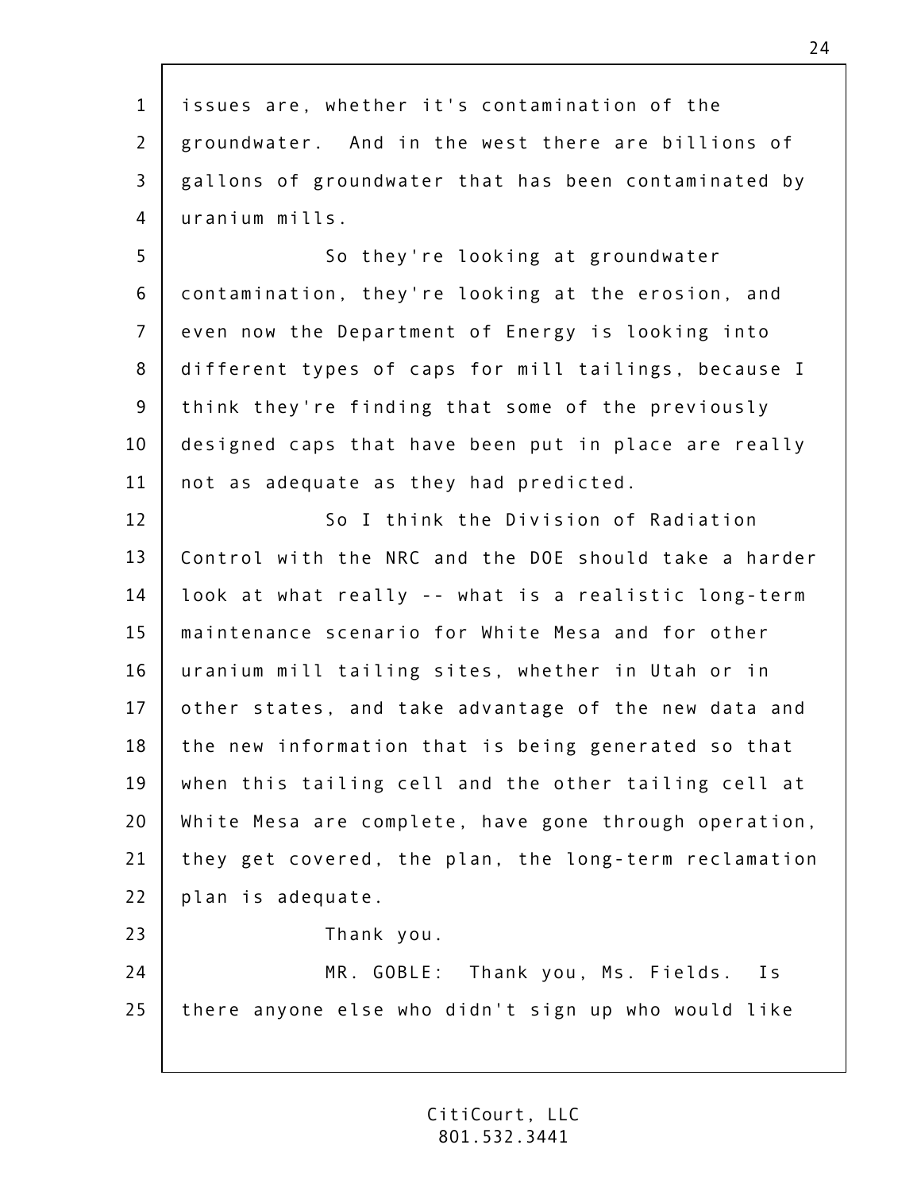issues are, whether it's contamination of the groundwater. And in the west there are billions of gallons of groundwater that has been contaminated by uranium mills.

So they're looking at groundwater contamination, they're looking at the erosion, and even now the Department of Energy is looking into different types of caps for mill tailings, because I think they're finding that some of the previously designed caps that have been put in place are really not as adequate as they had predicted.

So I think the Division of Radiation Control with the NRC and the DOE should take a harder look at what really -- what is a realistic long-term maintenance scenario for White Mesa and for other uranium mill tailing sites, whether in Utah or in other states, and take advantage of the new data and the new information that is being generated so that when this tailing cell and the other tailing cell at White Mesa are complete, have gone through operation, they get covered, the plan, the long-term reclamation plan is adequate.

Thank you.

MR. GOBLE: Thank you, Ms. Fields. Is there anyone else who didn't sign up who would like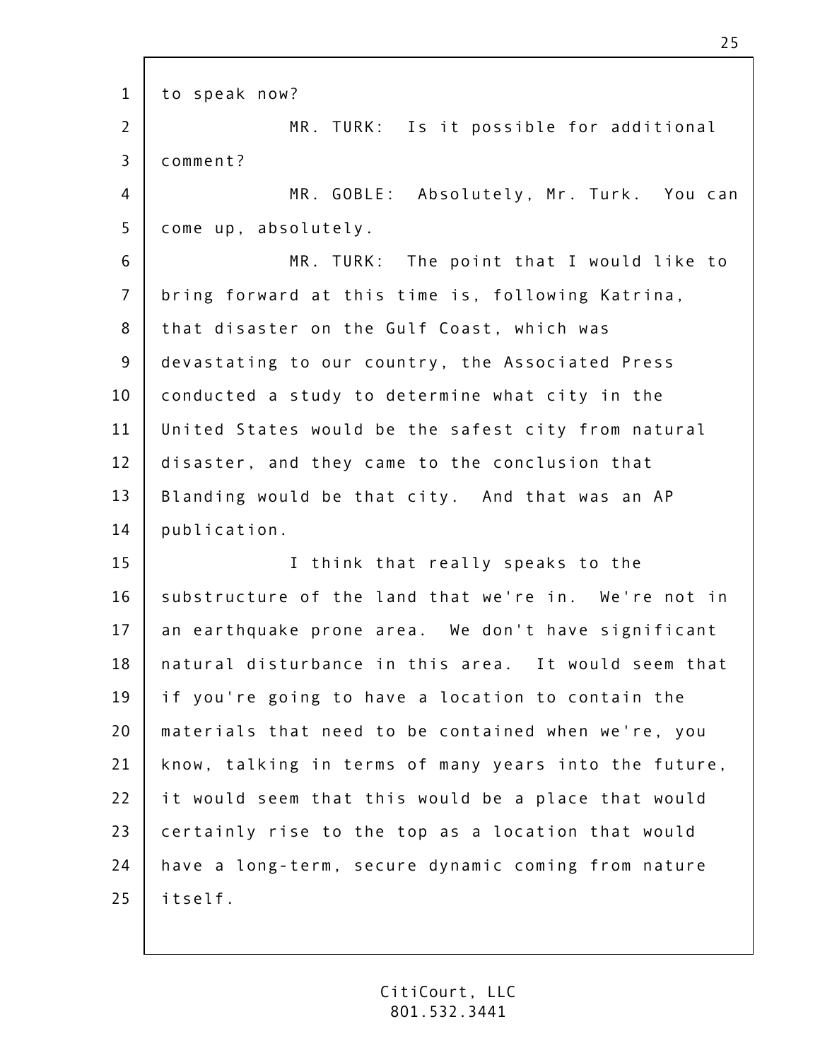to speak now?

MR. TURK: Is it possible for additional comment?

MR. GOBLE: Absolutely, Mr. Turk. You can come up, absolutely.

MR. TURK: The point that I would like to bring forward at this time is, following Katrina, that disaster on the Gulf Coast, which was devastating to our country, the Associated Press conducted a study to determine what city in the United States would be the safest city from natural disaster, and they came to the conclusion that Blanding would be that city. And that was an AP publication.

I think that really speaks to the substructure of the land that we're in. We're not in an earthquake prone area. We don't have significant natural disturbance in this area. It would seem that if you're going to have a location to contain the materials that need to be contained when we're, you know, talking in terms of many years into the future, it would seem that this would be a place that would certainly rise to the top as a location that would have a long-term, secure dynamic coming from nature itself.

CitiCourt, LLC
801.532.3441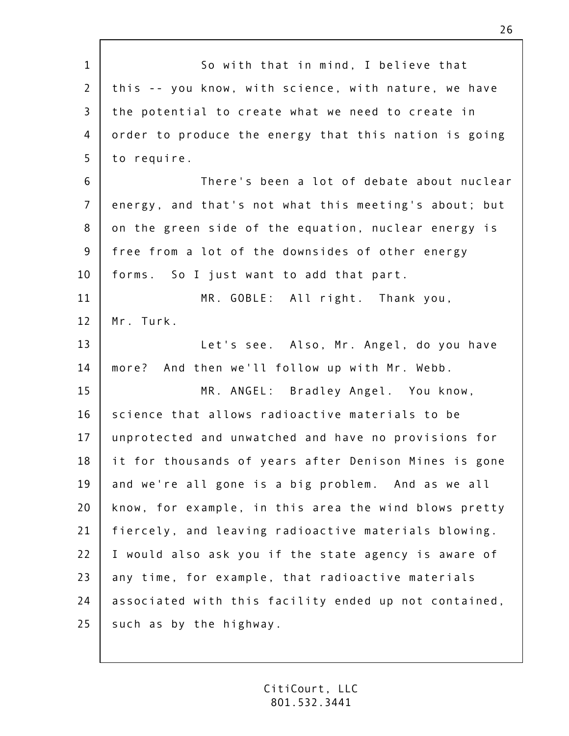So with that in mind, I believe that this -- you know, with science, with nature, we have the potential to create what we need to create in order to produce the energy that this nation is going to require.

There's been a lot of debate about nuclear energy, and that's not what this meeting's about; but on the green side of the equation, nuclear energy is free from a lot of the downsides of other energy forms. So I just want to add that part.

MR. GOBLE: All right. Thank you, Mr. Turk.

Let's see. Also, Mr. Angel, do you have more? And then we'll follow up with Mr. Webb.

MR. ANGEL: Bradley Angel. You know, science that allows radioactive materials to be unprotected and unwatched and have no provisions for it for thousands of years after Denison Mines is gone and we're all gone is a big problem. And as we all know, for example, in this area the wind blows pretty fiercely, and leaving radioactive materials blowing. I would also ask you if the state agency is aware of any time, for example, that radioactive materials associated with this facility ended up not contained, such as by the highway.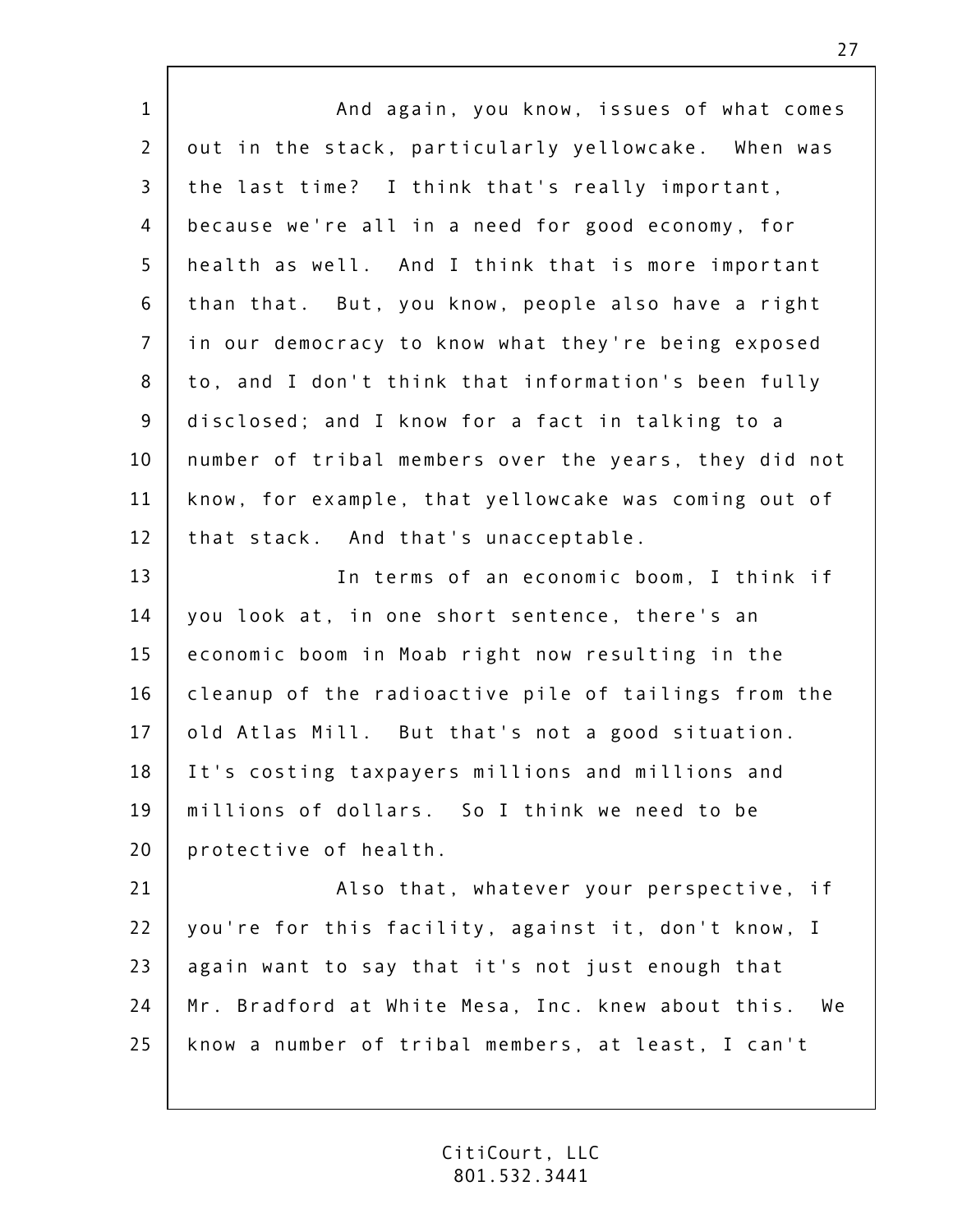And again, you know, issues of what comes out in the stack, particularly yellowcake. When was the last time? I think that's really important, because we're all in a need for good economy, for health as well. And I think that is more important than that. But, you know, people also have a right in our democracy to know what they're being exposed to, and I don't think that information's been fully disclosed; and I know for a fact in talking to a number of tribal members over the years, they did not know, for example, that yellowcake was coming out of that stack. And that's unacceptable.

In terms of an economic boom, I think if you look at, in one short sentence, there's an economic boom in Moab right now resulting in the cleanup of the radioactive pile of tailings from the old Atlas Mill. But that's not a good situation. It's costing taxpayers millions and millions and millions of dollars. So I think we need to be protective of health.

Also that, whatever your perspective, if you're for this facility, against it, don't know, I again want to say that it's not just enough that Mr. Bradford at White Mesa, Inc. knew about this. We know a number of tribal members, at least, I can't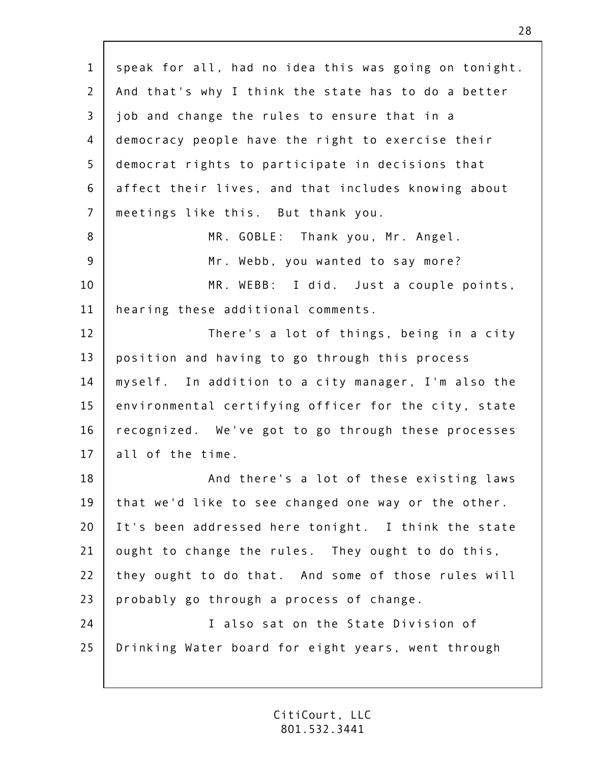speak for all, had no idea this was going on tonight. And that's why I think the state has to do a better job and change the rules to ensure that in a democracy people have the right to exercise their democrat rights to participate in decisions that affect their lives, and that includes knowing about meetings like this. But thank you.

MR. GOBLE: Thank you, Mr. Angel.

Mr. Webb, you wanted to say more?

MR. WEBB: I did. Just a couple points, hearing these additional comments.

There's a lot of things, being in a city position and having to go through this process myself. In addition to a city manager, I'm also the environmental certifying officer for the city, state recognized. We've got to go through these processes all of the time.

And there's a lot of these existing laws that we'd like to see changed one way or the other. It's been addressed here tonight. I think the state ought to change the rules. They ought to do this, they ought to do that. And some of those rules will probably go through a process of change.

I also sat on the State Division of Drinking Water board for eight years, went through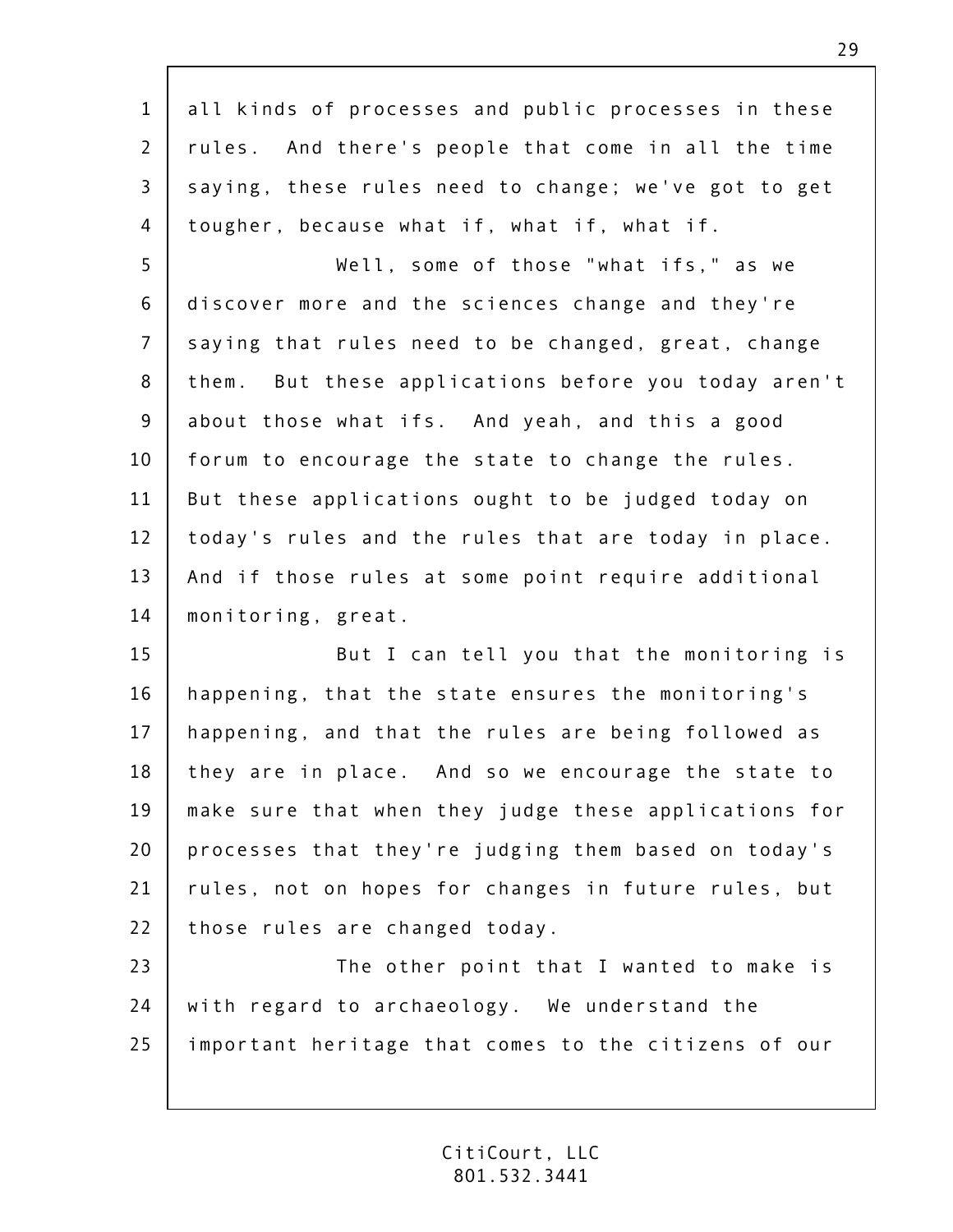all kinds of processes and public processes in these rules. And there's people that come in all the time saying, these rules need to change; we've got to get tougher, because what if, what if, what if.

Well, some of those "what ifs," as we discover more and the sciences change and they're saying that rules need to be changed, great, change them. But these applications before you today aren't about those what ifs. And yeah, and this a good forum to encourage the state to change the rules. But these applications ought to be judged today on today's rules and the rules that are today in place. And if those rules at some point require additional monitoring, great.

But I can tell you that the monitoring is happening, that the state ensures the monitoring's happening, and that the rules are being followed as they are in place. And so we encourage the state to make sure that when they judge these applications for processes that they're judging them based on today's rules, not on hopes for changes in future rules, but those rules are changed today.

The other point that I wanted to make is with regard to archaeology. We understand the important heritage that comes to the citizens of our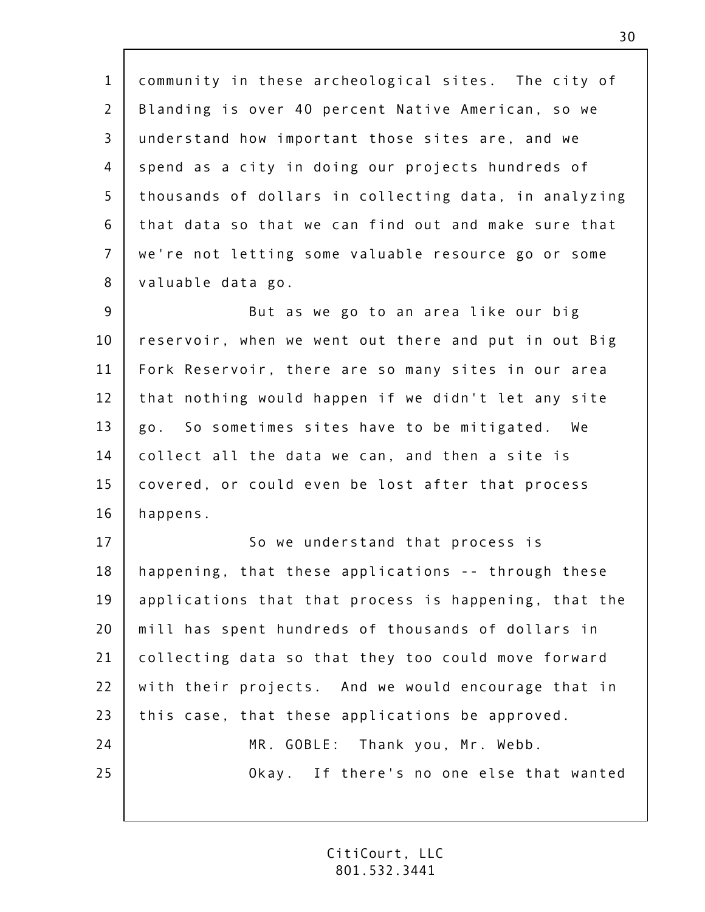community in these archeological sites. The city of Blanding is over 40 percent Native American, so we understand how important those sites are, and we spend as a city in doing our projects hundreds of thousands of dollars in collecting data, in analyzing that data so that we can find out and make sure that we're not letting some valuable resource go or some valuable data go.

But as we go to an area like our big reservoir, when we went out there and put in out Big Fork Reservoir, there are so many sites in our area that nothing would happen if we didn't let any site go. So sometimes sites have to be mitigated. We collect all the data we can, and then a site is covered, or could even be lost after that process happens.

So we understand that process is happening, that these applications -- through these applications that that process is happening, that the mill has spent hundreds of thousands of dollars in collecting data so that they too could move forward with their projects. And we would encourage that in this case, that these applications be approved.

MR. GOBLE: Thank you, Mr. Webb.

Okay. If there's no one else that wanted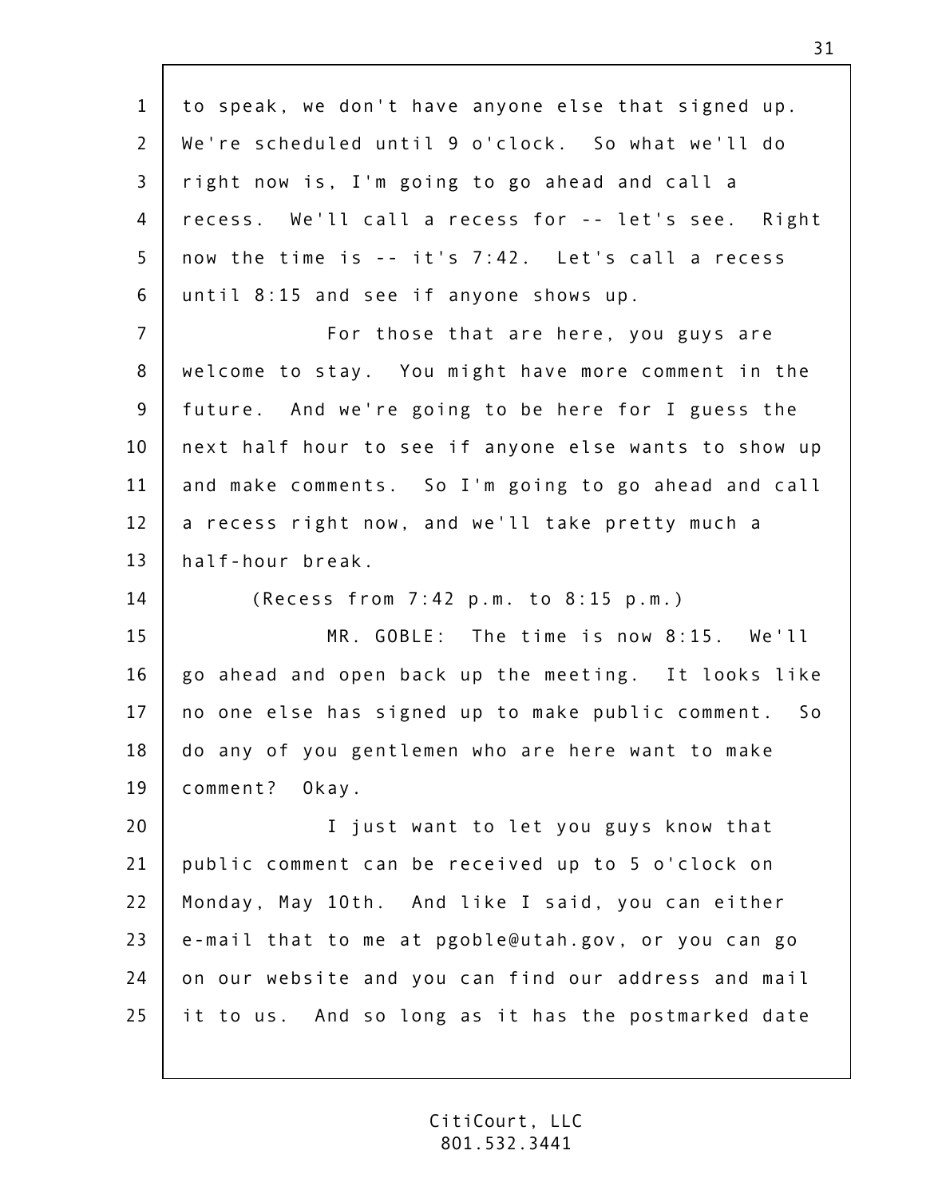to speak, we don't have anyone else that signed up. We're scheduled until 9 o'clock. So what we'll do right now is, I'm going to go ahead and call a recess. We'll call a recess for -- let's see. Right now the time is -- it's 7:42. Let's call a recess until 8:15 and see if anyone shows up.

For those that are here, you guys are welcome to stay. You might have more comment in the future. And we're going to be here for I guess the next half hour to see if anyone else wants to show up and make comments. So I'm going to go ahead and call a recess right now, and we'll take pretty much a half-hour break.

(Recess from 7:42 p.m. to 8:15 p.m.)

MR. GOBLE: The time is now 8:15. We'll go ahead and open back up the meeting. It looks like no one else has signed up to make public comment. So do any of you gentlemen who are here want to make comment? Okay.

I just want to let you guys know that public comment can be received up to 5 o'clock on Monday, May 10th. And like I said, you can either e-mail that to me at pgoble@utah.gov, or you can go on our website and you can find our address and mail it to us. And so long as it has the postmarked date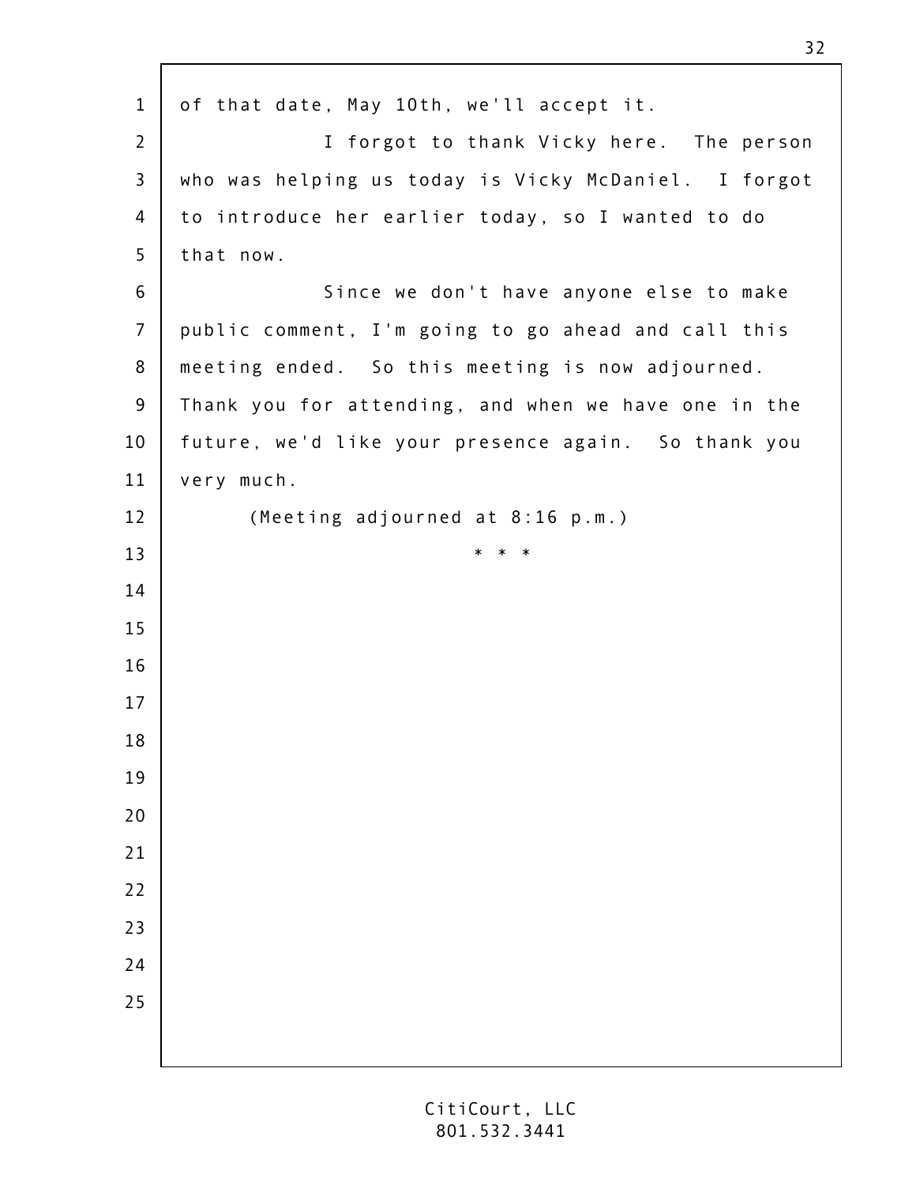of that date, May 10th, we'll accept it.

I forgot to thank Vicky here. The person who was helping us today is Vicky McDaniel. I forgot to introduce her earlier today, so I wanted to do that now.

Since we don't have anyone else to make public comment, I'm going to go ahead and call this meeting ended. So this meeting is now adjourned. Thank you for attending, and when we have one in the future, we'd like your presence again. So thank you very much.

(Meeting adjourned at 8:16 p.m.)

\* \* \*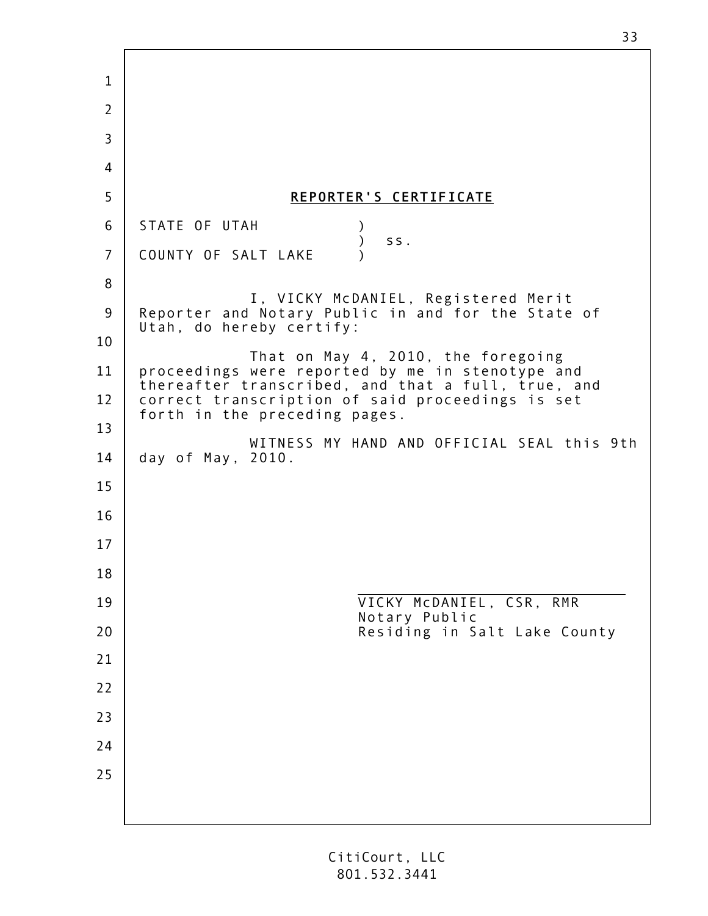## REPORTER'S CERTIFICATE

STATE OF UTAH )
) ss.
COUNTY OF SALT LAKE )

I, VICKY McDANIEL, Registered Merit Reporter and Notary Public in and for the State of Utah, do hereby certify:

That on May 4, 2010, the foregoing proceedings were reported by me in stenotype and thereafter transcribed, and that a full, true, and correct transcription of said proceedings is set forth in the preceding pages.

WITNESS MY HAND AND OFFICIAL SEAL this 9th day of May, 2010.

VICKY McDANIEL, CSR, RMR
Notary Public
Residing in Salt Lake County

CitiCourt, LLC
801.532.3441